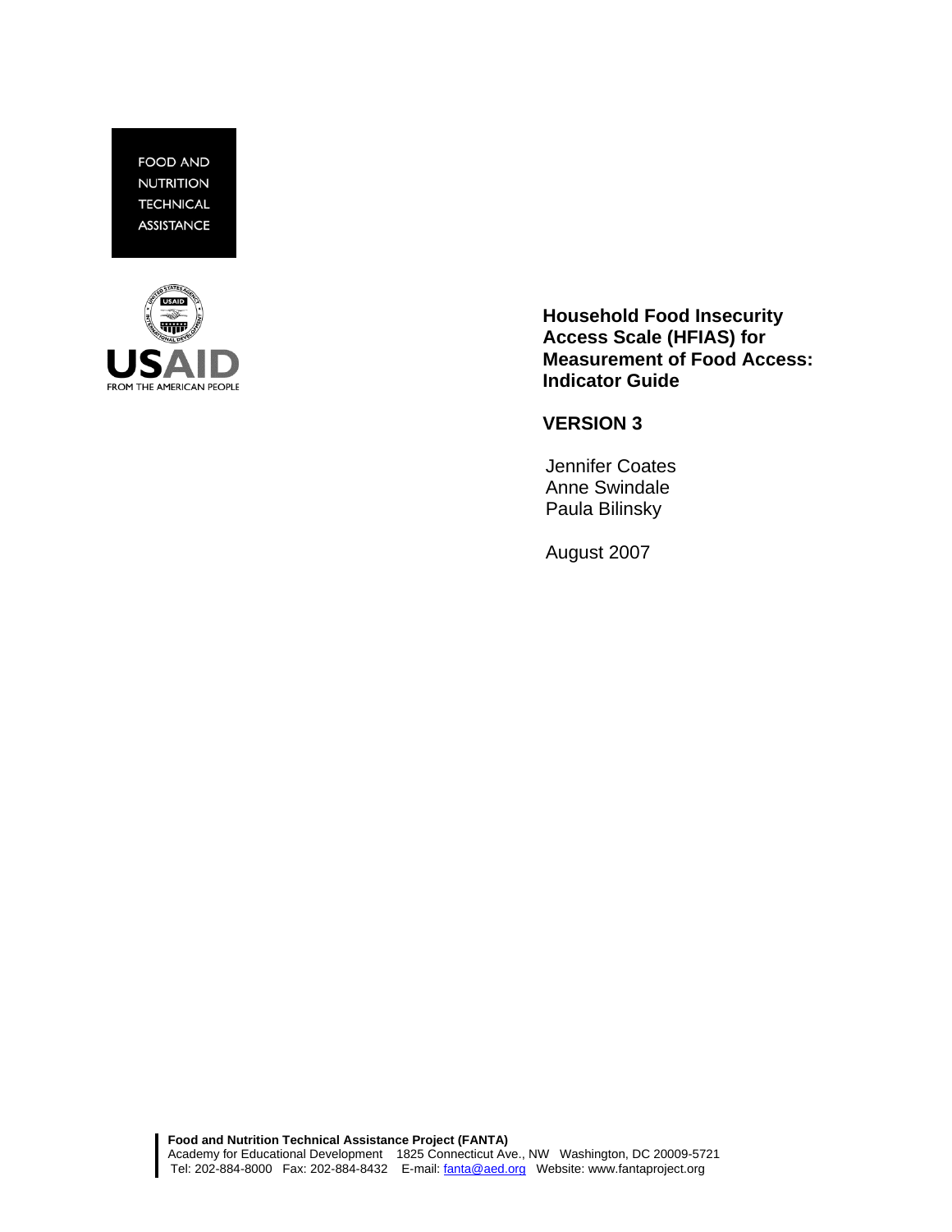FOOD AND
NUTRITION
TECHNICAL
ASSISTANCE

USAID
FROM THE AMERICAN PEOPLE

# Household Food Insecurity Access Scale (HFIAS) for Measurement of Food Access: Indicator Guide

## VERSION 3

Jennifer Coates
Anne Swindale
Paula Bilinsky

August 2007

**Food and Nutrition Technical Assistance Project (FANTA)**
Academy for Educational Development 1825 Connecticut Ave., NW Washington, DC 20009-5721
Tel: 202-884-8000 Fax: 202-884-8432 E-mail: fanta@aed.org Website: www.fantaproject.org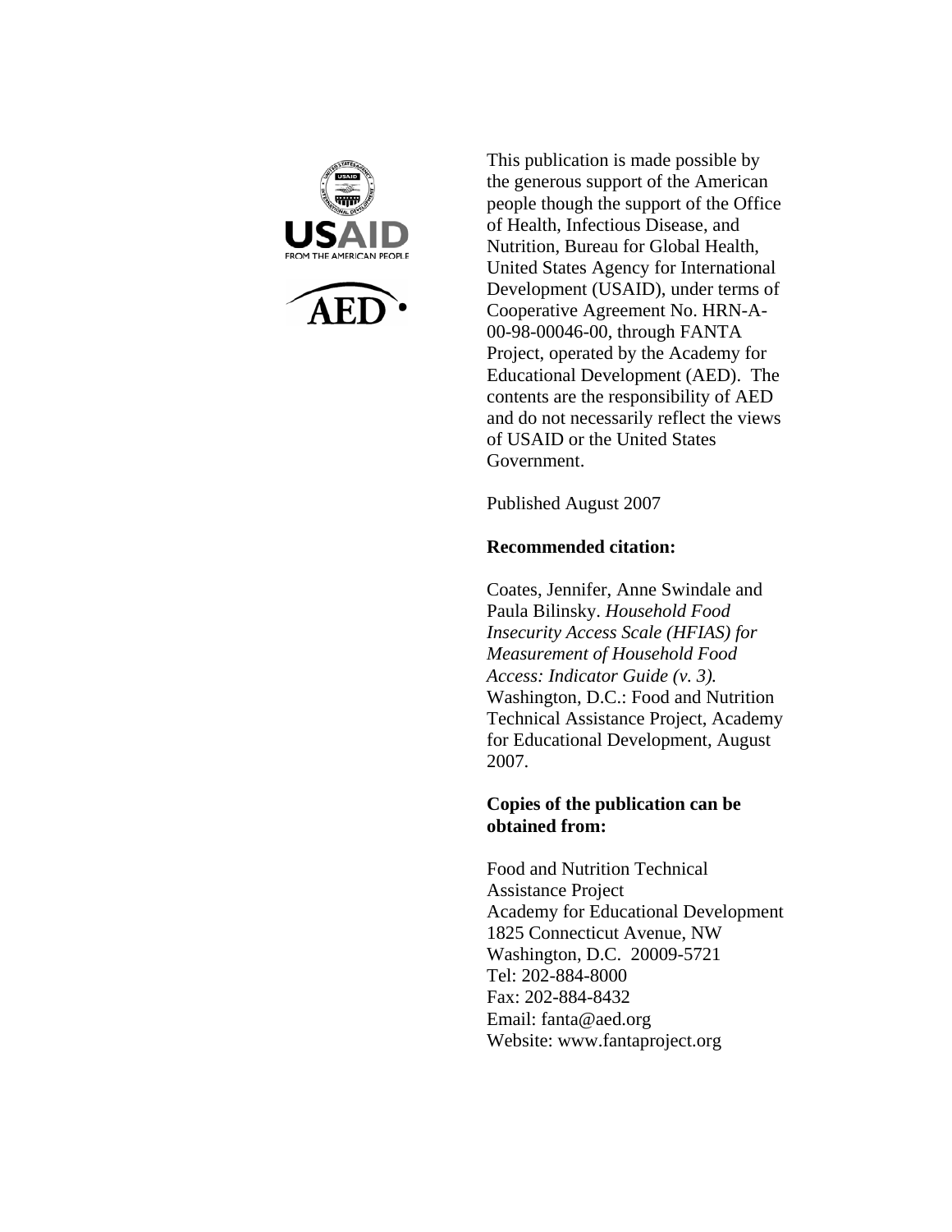This publication is made possible by the generous support of the American people though the support of the Office of Health, Infectious Disease, and Nutrition, Bureau for Global Health, United States Agency for International Development (USAID), under terms of Cooperative Agreement No. HRN-A-00-98-00046-00, through FANTA Project, operated by the Academy for Educational Development (AED). The contents are the responsibility of AED and do not necessarily reflect the views of USAID or the United States Government.

Published August 2007

**Recommended citation:**

Coates, Jennifer, Anne Swindale and Paula Bilinsky. *Household Food Insecurity Access Scale (HFIAS) for Measurement of Household Food Access: Indicator Guide (v. 3).* Washington, D.C.: Food and Nutrition Technical Assistance Project, Academy for Educational Development, August 2007.

**Copies of the publication can be obtained from:**

Food and Nutrition Technical Assistance Project
Academy for Educational Development
1825 Connecticut Avenue, NW
Washington, D.C. 20009-5721
Tel: 202-884-8000
Fax: 202-884-8432
Email: fanta@aed.org
Website: www.fantaproject.org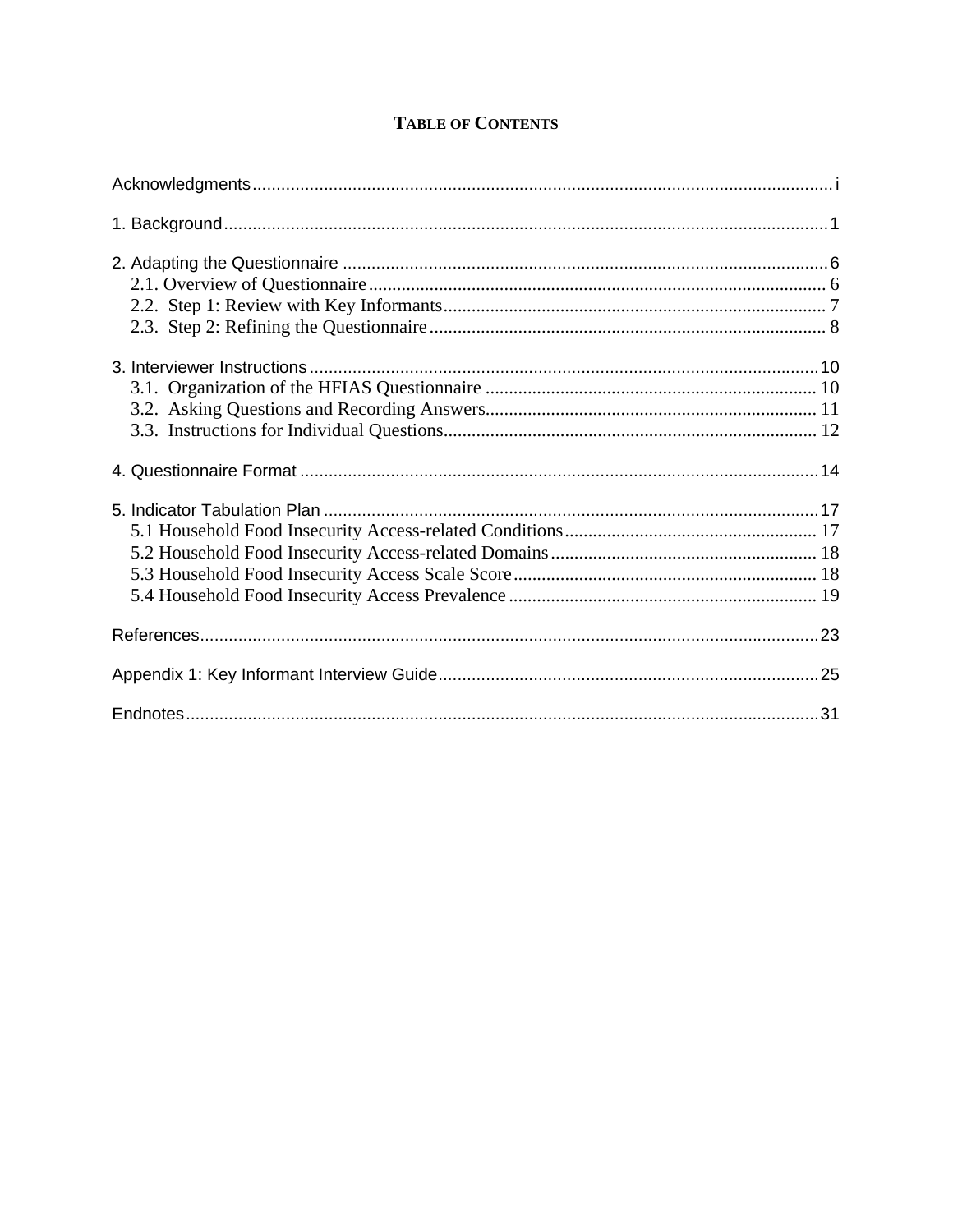# TABLE OF CONTENTS

Acknowledgments .......... i

1. Background .......... 1

2. Adapting the Questionnaire .......... 6
   - 2.1. Overview of Questionnaire .......... 6
   - 2.2. Step 1: Review with Key Informants .......... 7
   - 2.3. Step 2: Refining the Questionnaire .......... 8

3. Interviewer Instructions .......... 10
   - 3.1. Organization of the HFIAS Questionnaire .......... 10
   - 3.2. Asking Questions and Recording Answers .......... 11
   - 3.3. Instructions for Individual Questions .......... 12

4. Questionnaire Format .......... 14

5. Indicator Tabulation Plan .......... 17
   - 5.1 Household Food Insecurity Access-related Conditions .......... 17
   - 5.2 Household Food Insecurity Access-related Domains .......... 18
   - 5.3 Household Food Insecurity Access Scale Score .......... 18
   - 5.4 Household Food Insecurity Access Prevalence .......... 19

References .......... 23

Appendix 1: Key Informant Interview Guide .......... 25

Endnotes .......... 31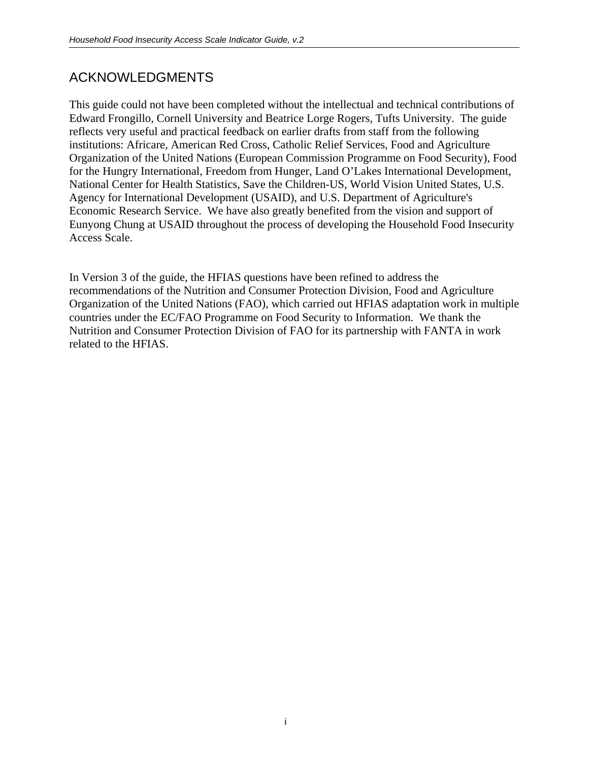## ACKNOWLEDGMENTS

This guide could not have been completed without the intellectual and technical contributions of Edward Frongillo, Cornell University and Beatrice Lorge Rogers, Tufts University. The guide reflects very useful and practical feedback on earlier drafts from staff from the following institutions: Africare, American Red Cross, Catholic Relief Services, Food and Agriculture Organization of the United Nations (European Commission Programme on Food Security), Food for the Hungry International, Freedom from Hunger, Land O'Lakes International Development, National Center for Health Statistics, Save the Children-US, World Vision United States, U.S. Agency for International Development (USAID), and U.S. Department of Agriculture's Economic Research Service. We have also greatly benefited from the vision and support of Eunyong Chung at USAID throughout the process of developing the Household Food Insecurity Access Scale.

In Version 3 of the guide, the HFIAS questions have been refined to address the recommendations of the Nutrition and Consumer Protection Division, Food and Agriculture Organization of the United Nations (FAO), which carried out HFIAS adaptation work in multiple countries under the EC/FAO Programme on Food Security to Information. We thank the Nutrition and Consumer Protection Division of FAO for its partnership with FANTA in work related to the HFIAS.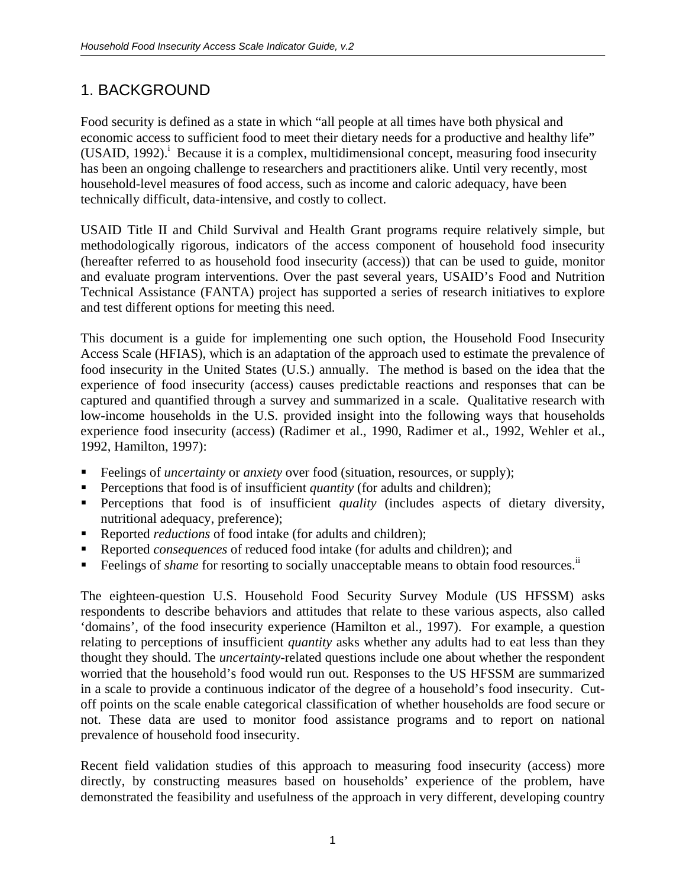# 1. BACKGROUND

Food security is defined as a state in which "all people at all times have both physical and economic access to sufficient food to meet their dietary needs for a productive and healthy life" (USAID, 1992).[i] Because it is a complex, multidimensional concept, measuring food insecurity has been an ongoing challenge to researchers and practitioners alike. Until very recently, most household-level measures of food access, such as income and caloric adequacy, have been technically difficult, data-intensive, and costly to collect.

USAID Title II and Child Survival and Health Grant programs require relatively simple, but methodologically rigorous, indicators of the access component of household food insecurity (hereafter referred to as household food insecurity (access)) that can be used to guide, monitor and evaluate program interventions. Over the past several years, USAID's Food and Nutrition Technical Assistance (FANTA) project has supported a series of research initiatives to explore and test different options for meeting this need.

This document is a guide for implementing one such option, the Household Food Insecurity Access Scale (HFIAS), which is an adaptation of the approach used to estimate the prevalence of food insecurity in the United States (U.S.) annually. The method is based on the idea that the experience of food insecurity (access) causes predictable reactions and responses that can be captured and quantified through a survey and summarized in a scale. Qualitative research with low-income households in the U.S. provided insight into the following ways that households experience food insecurity (access) (Radimer et al., 1990, Radimer et al., 1992, Wehler et al., 1992, Hamilton, 1997):

- Feelings of *uncertainty* or *anxiety* over food (situation, resources, or supply);
- Perceptions that food is of insufficient *quantity* (for adults and children);
- Perceptions that food is of insufficient *quality* (includes aspects of dietary diversity, nutritional adequacy, preference);
- Reported *reductions* of food intake (for adults and children);
- Reported *consequences* of reduced food intake (for adults and children); and
- Feelings of *shame* for resorting to socially unacceptable means to obtain food resources.[ii]

The eighteen-question U.S. Household Food Security Survey Module (US HFSSM) asks respondents to describe behaviors and attitudes that relate to these various aspects, also called 'domains', of the food insecurity experience (Hamilton et al., 1997). For example, a question relating to perceptions of insufficient *quantity* asks whether any adults had to eat less than they thought they should. The *uncertainty*-related questions include one about whether the respondent worried that the household's food would run out. Responses to the US HFSSM are summarized in a scale to provide a continuous indicator of the degree of a household's food insecurity. Cut-off points on the scale enable categorical classification of whether households are food secure or not. These data are used to monitor food assistance programs and to report on national prevalence of household food insecurity.

Recent field validation studies of this approach to measuring food insecurity (access) more directly, by constructing measures based on households' experience of the problem, have demonstrated the feasibility and usefulness of the approach in very different, developing country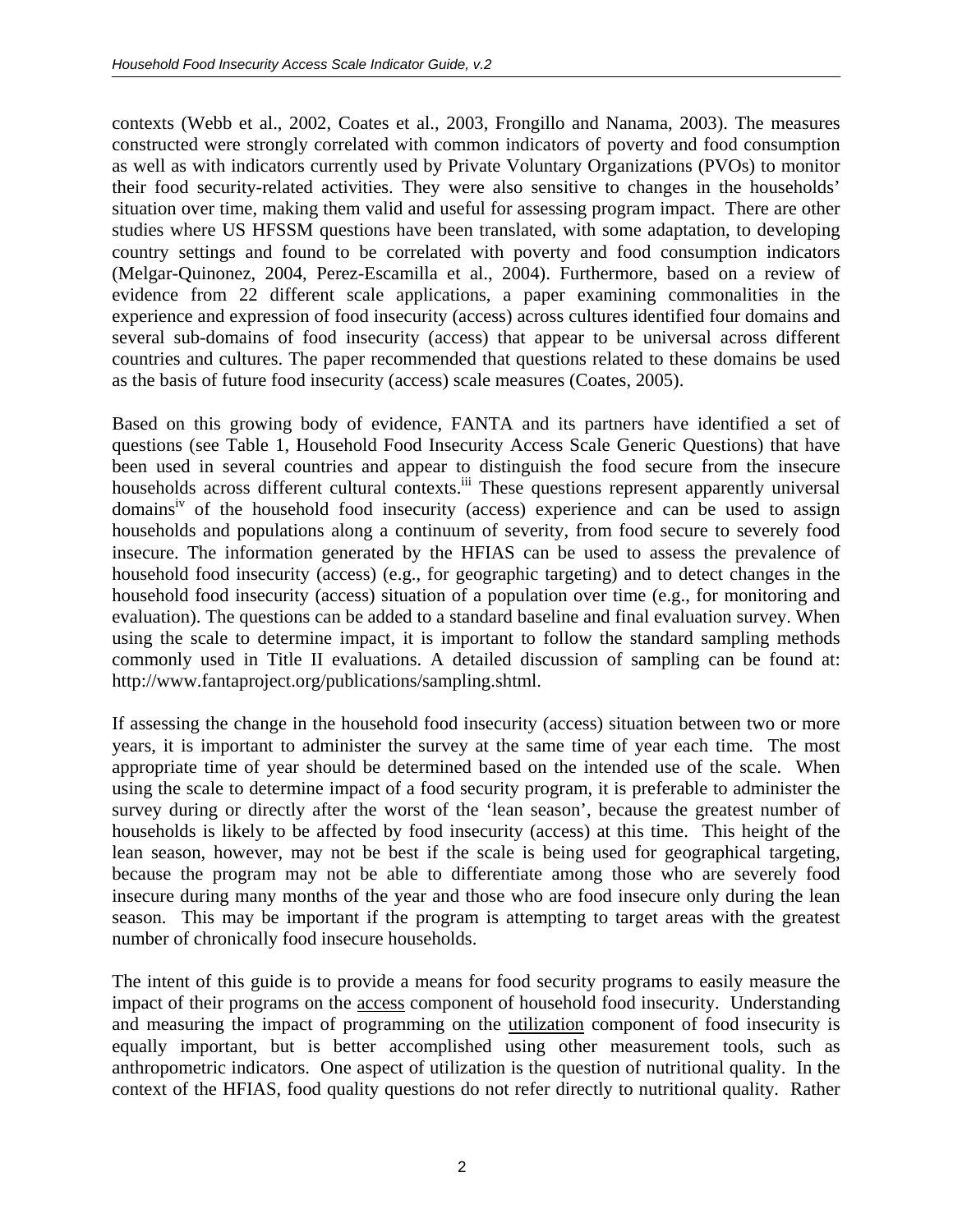contexts (Webb et al., 2002, Coates et al., 2003, Frongillo and Nanama, 2003). The measures constructed were strongly correlated with common indicators of poverty and food consumption as well as with indicators currently used by Private Voluntary Organizations (PVOs) to monitor their food security-related activities. They were also sensitive to changes in the households' situation over time, making them valid and useful for assessing program impact. There are other studies where US HFSSM questions have been translated, with some adaptation, to developing country settings and found to be correlated with poverty and food consumption indicators (Melgar-Quinonez, 2004, Perez-Escamilla et al., 2004). Furthermore, based on a review of evidence from 22 different scale applications, a paper examining commonalities in the experience and expression of food insecurity (access) across cultures identified four domains and several sub-domains of food insecurity (access) that appear to be universal across different countries and cultures. The paper recommended that questions related to these domains be used as the basis of future food insecurity (access) scale measures (Coates, 2005).

Based on this growing body of evidence, FANTA and its partners have identified a set of questions (see Table 1, Household Food Insecurity Access Scale Generic Questions) that have been used in several countries and appear to distinguish the food secure from the insecure households across different cultural contexts.[iii] These questions represent apparently universal domains[iv] of the household food insecurity (access) experience and can be used to assign households and populations along a continuum of severity, from food secure to severely food insecure. The information generated by the HFIAS can be used to assess the prevalence of household food insecurity (access) (e.g., for geographic targeting) and to detect changes in the household food insecurity (access) situation of a population over time (e.g., for monitoring and evaluation). The questions can be added to a standard baseline and final evaluation survey. When using the scale to determine impact, it is important to follow the standard sampling methods commonly used in Title II evaluations. A detailed discussion of sampling can be found at: http://www.fantaproject.org/publications/sampling.shtml.

If assessing the change in the household food insecurity (access) situation between two or more years, it is important to administer the survey at the same time of year each time. The most appropriate time of year should be determined based on the intended use of the scale. When using the scale to determine impact of a food security program, it is preferable to administer the survey during or directly after the worst of the 'lean season', because the greatest number of households is likely to be affected by food insecurity (access) at this time. This height of the lean season, however, may not be best if the scale is being used for geographical targeting, because the program may not be able to differentiate among those who are severely food insecure during many months of the year and those who are food insecure only during the lean season. This may be important if the program is attempting to target areas with the greatest number of chronically food insecure households.

The intent of this guide is to provide a means for food security programs to easily measure the impact of their programs on the access component of household food insecurity. Understanding and measuring the impact of programming on the utilization component of food insecurity is equally important, but is better accomplished using other measurement tools, such as anthropometric indicators. One aspect of utilization is the question of nutritional quality. In the context of the HFIAS, food quality questions do not refer directly to nutritional quality. Rather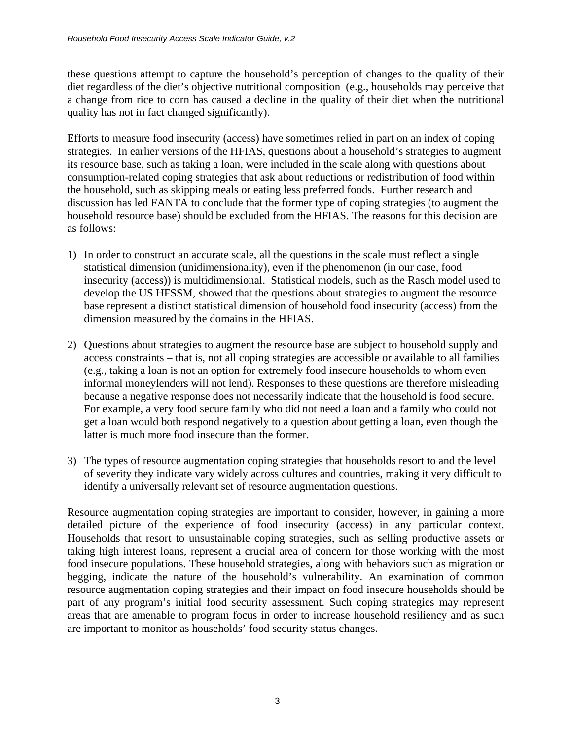these questions attempt to capture the household's perception of changes to the quality of their diet regardless of the diet's objective nutritional composition (e.g., households may perceive that a change from rice to corn has caused a decline in the quality of their diet when the nutritional quality has not in fact changed significantly).

Efforts to measure food insecurity (access) have sometimes relied in part on an index of coping strategies. In earlier versions of the HFIAS, questions about a household's strategies to augment its resource base, such as taking a loan, were included in the scale along with questions about consumption-related coping strategies that ask about reductions or redistribution of food within the household, such as skipping meals or eating less preferred foods. Further research and discussion has led FANTA to conclude that the former type of coping strategies (to augment the household resource base) should be excluded from the HFIAS. The reasons for this decision are as follows:

1) In order to construct an accurate scale, all the questions in the scale must reflect a single statistical dimension (unidimensionality), even if the phenomenon (in our case, food insecurity (access)) is multidimensional. Statistical models, such as the Rasch model used to develop the US HFSSM, showed that the questions about strategies to augment the resource base represent a distinct statistical dimension of household food insecurity (access) from the dimension measured by the domains in the HFIAS.

2) Questions about strategies to augment the resource base are subject to household supply and access constraints – that is, not all coping strategies are accessible or available to all families (e.g., taking a loan is not an option for extremely food insecure households to whom even informal moneylenders will not lend). Responses to these questions are therefore misleading because a negative response does not necessarily indicate that the household is food secure. For example, a very food secure family who did not need a loan and a family who could not get a loan would both respond negatively to a question about getting a loan, even though the latter is much more food insecure than the former.

3) The types of resource augmentation coping strategies that households resort to and the level of severity they indicate vary widely across cultures and countries, making it very difficult to identify a universally relevant set of resource augmentation questions.

Resource augmentation coping strategies are important to consider, however, in gaining a more detailed picture of the experience of food insecurity (access) in any particular context. Households that resort to unsustainable coping strategies, such as selling productive assets or taking high interest loans, represent a crucial area of concern for those working with the most food insecure populations. These household strategies, along with behaviors such as migration or begging, indicate the nature of the household's vulnerability. An examination of common resource augmentation coping strategies and their impact on food insecure households should be part of any program's initial food security assessment. Such coping strategies may represent areas that are amenable to program focus in order to increase household resiliency and as such are important to monitor as households' food security status changes.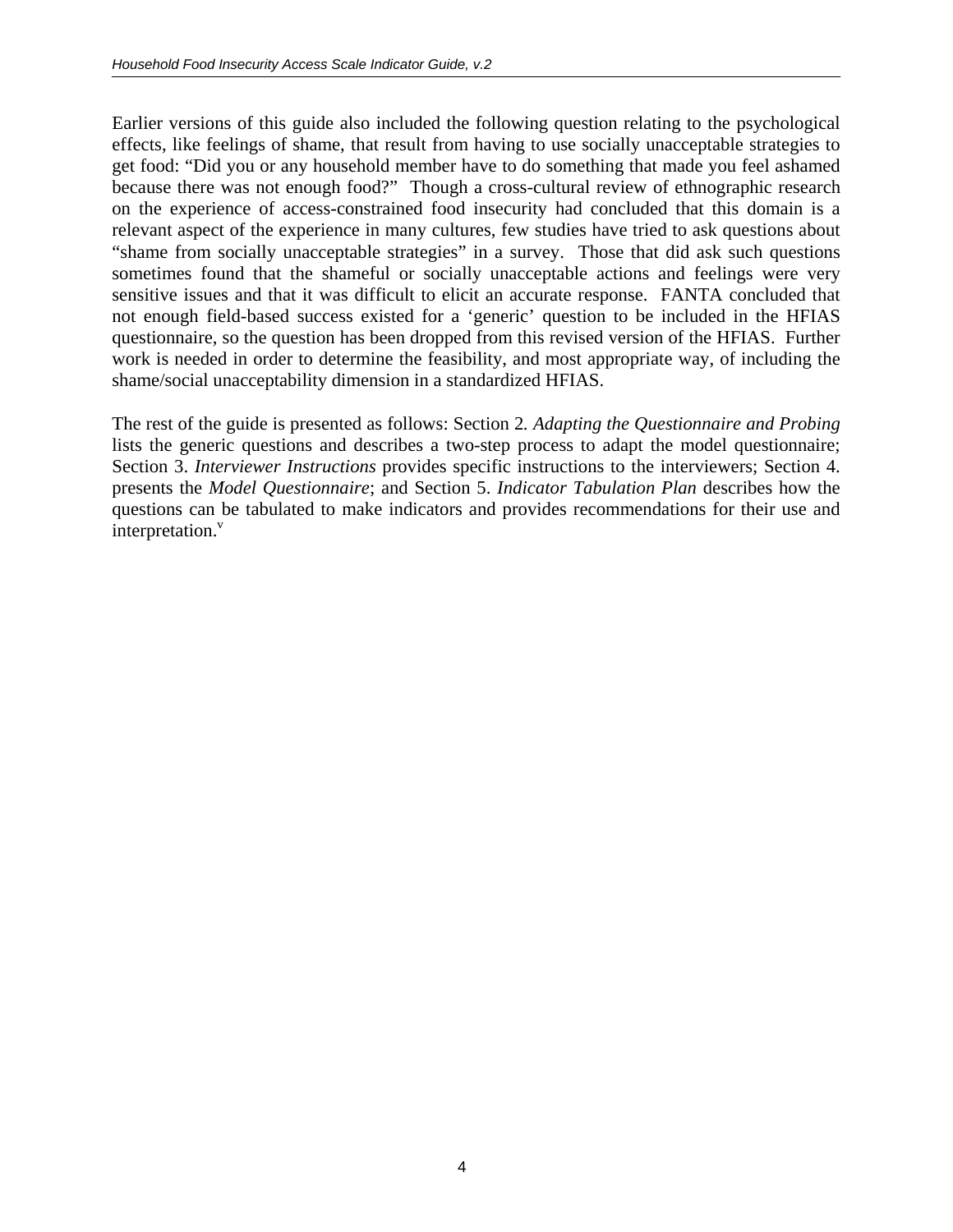Earlier versions of this guide also included the following question relating to the psychological effects, like feelings of shame, that result from having to use socially unacceptable strategies to get food: “Did you or any household member have to do something that made you feel ashamed because there was not enough food?” Though a cross-cultural review of ethnographic research on the experience of access-constrained food insecurity had concluded that this domain is a relevant aspect of the experience in many cultures, few studies have tried to ask questions about “shame from socially unacceptable strategies” in a survey. Those that did ask such questions sometimes found that the shameful or socially unacceptable actions and feelings were very sensitive issues and that it was difficult to elicit an accurate response. FANTA concluded that not enough field-based success existed for a ‘generic’ question to be included in the HFIAS questionnaire, so the question has been dropped from this revised version of the HFIAS. Further work is needed in order to determine the feasibility, and most appropriate way, of including the shame/social unacceptability dimension in a standardized HFIAS.

The rest of the guide is presented as follows: Section 2. *Adapting the Questionnaire and Probing* lists the generic questions and describes a two-step process to adapt the model questionnaire; Section 3. *Interviewer Instructions* provides specific instructions to the interviewers; Section 4. presents the *Model Questionnaire*; and Section 5. *Indicator Tabulation Plan* describes how the questions can be tabulated to make indicators and provides recommendations for their use and interpretation.[v]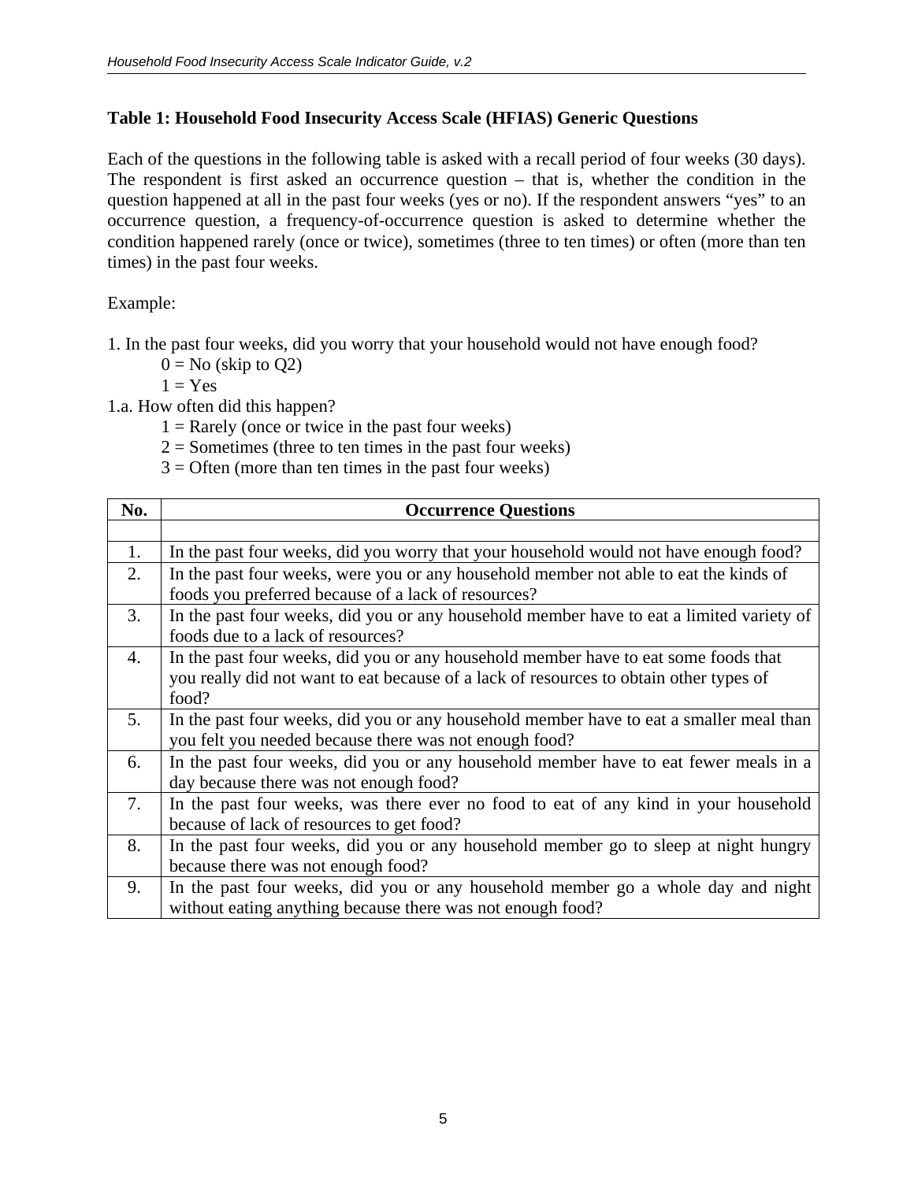### Table 1: Household Food Insecurity Access Scale (HFIAS) Generic Questions

Each of the questions in the following table is asked with a recall period of four weeks (30 days). The respondent is first asked an occurrence question – that is, whether the condition in the question happened at all in the past four weeks (yes or no). If the respondent answers "yes" to an occurrence question, a frequency-of-occurrence question is asked to determine whether the condition happened rarely (once or twice), sometimes (three to ten times) or often (more than ten times) in the past four weeks.

Example:

1. In the past four weeks, did you worry that your household would not have enough food?
   - 0 = No (skip to Q2)
   - 1 = Yes

1.a. How often did this happen?
   - 1 = Rarely (once or twice in the past four weeks)
   - 2 = Sometimes (three to ten times in the past four weeks)
   - 3 = Often (more than ten times in the past four weeks)

| No. | Occurrence Questions |
|---|---|
| | |
| 1. | In the past four weeks, did you worry that your household would not have enough food? |
| 2. | In the past four weeks, were you or any household member not able to eat the kinds of foods you preferred because of a lack of resources? |
| 3. | In the past four weeks, did you or any household member have to eat a limited variety of foods due to a lack of resources? |
| 4. | In the past four weeks, did you or any household member have to eat some foods that you really did not want to eat because of a lack of resources to obtain other types of food? |
| 5. | In the past four weeks, did you or any household member have to eat a smaller meal than you felt you needed because there was not enough food? |
| 6. | In the past four weeks, did you or any household member have to eat fewer meals in a day because there was not enough food? |
| 7. | In the past four weeks, was there ever no food to eat of any kind in your household because of lack of resources to get food? |
| 8. | In the past four weeks, did you or any household member go to sleep at night hungry because there was not enough food? |
| 9. | In the past four weeks, did you or any household member go a whole day and night without eating anything because there was not enough food? |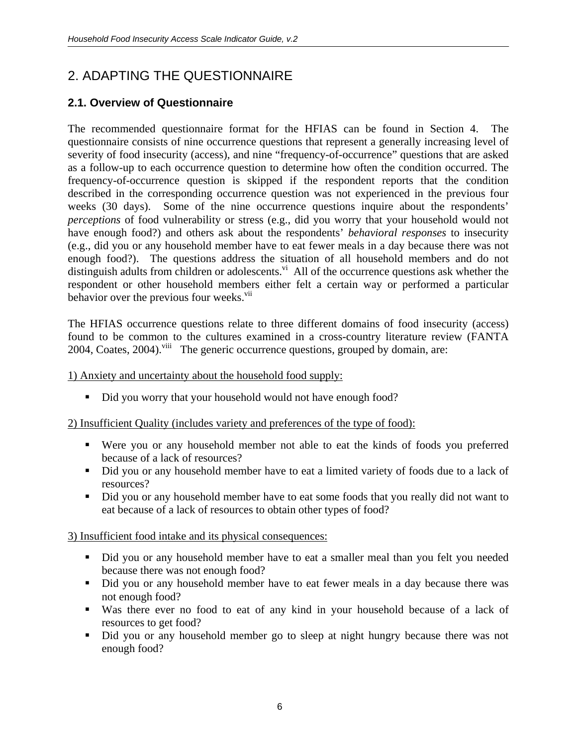# 2. ADAPTING THE QUESTIONNAIRE

## 2.1. Overview of Questionnaire

The recommended questionnaire format for the HFIAS can be found in Section 4. The questionnaire consists of nine occurrence questions that represent a generally increasing level of severity of food insecurity (access), and nine "frequency-of-occurrence" questions that are asked as a follow-up to each occurrence question to determine how often the condition occurred. The frequency-of-occurrence question is skipped if the respondent reports that the condition described in the corresponding occurrence question was not experienced in the previous four weeks (30 days). Some of the nine occurrence questions inquire about the respondents' *perceptions* of food vulnerability or stress (e.g., did you worry that your household would not have enough food?) and others ask about the respondents' *behavioral responses* to insecurity (e.g., did you or any household member have to eat fewer meals in a day because there was not enough food?). The questions address the situation of all household members and do not distinguish adults from children or adolescents.[vi] All of the occurrence questions ask whether the respondent or other household members either felt a certain way or performed a particular behavior over the previous four weeks.[vii]

The HFIAS occurrence questions relate to three different domains of food insecurity (access) found to be common to the cultures examined in a cross-country literature review (FANTA 2004, Coates, 2004).[viii] The generic occurrence questions, grouped by domain, are:

<u>1) Anxiety and uncertainty about the household food supply:</u>

- Did you worry that your household would not have enough food?

<u>2) Insufficient Quality (includes variety and preferences of the type of food):</u>

- Were you or any household member not able to eat the kinds of foods you preferred because of a lack of resources?
- Did you or any household member have to eat a limited variety of foods due to a lack of resources?
- Did you or any household member have to eat some foods that you really did not want to eat because of a lack of resources to obtain other types of food?

<u>3) Insufficient food intake and its physical consequences:</u>

- Did you or any household member have to eat a smaller meal than you felt you needed because there was not enough food?
- Did you or any household member have to eat fewer meals in a day because there was not enough food?
- Was there ever no food to eat of any kind in your household because of a lack of resources to get food?
- Did you or any household member go to sleep at night hungry because there was not enough food?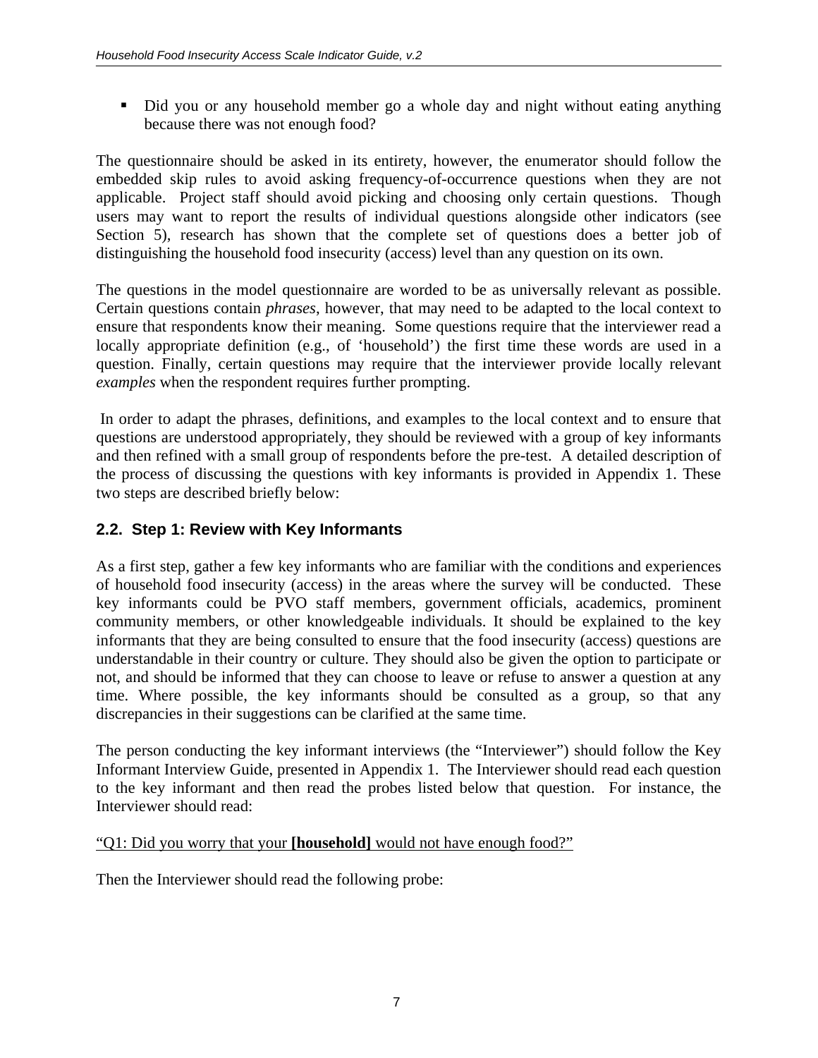- Did you or any household member go a whole day and night without eating anything because there was not enough food?

The questionnaire should be asked in its entirety, however, the enumerator should follow the embedded skip rules to avoid asking frequency-of-occurrence questions when they are not applicable. Project staff should avoid picking and choosing only certain questions. Though users may want to report the results of individual questions alongside other indicators (see Section 5), research has shown that the complete set of questions does a better job of distinguishing the household food insecurity (access) level than any question on its own.

The questions in the model questionnaire are worded to be as universally relevant as possible. Certain questions contain *phrases*, however, that may need to be adapted to the local context to ensure that respondents know their meaning. Some questions require that the interviewer read a locally appropriate definition (e.g., of 'household') the first time these words are used in a question. Finally, certain questions may require that the interviewer provide locally relevant *examples* when the respondent requires further prompting.

In order to adapt the phrases, definitions, and examples to the local context and to ensure that questions are understood appropriately, they should be reviewed with a group of key informants and then refined with a small group of respondents before the pre-test. A detailed description of the process of discussing the questions with key informants is provided in Appendix 1. These two steps are described briefly below:

## 2.2. Step 1: Review with Key Informants

As a first step, gather a few key informants who are familiar with the conditions and experiences of household food insecurity (access) in the areas where the survey will be conducted. These key informants could be PVO staff members, government officials, academics, prominent community members, or other knowledgeable individuals. It should be explained to the key informants that they are being consulted to ensure that the food insecurity (access) questions are understandable in their country or culture. They should also be given the option to participate or not, and should be informed that they can choose to leave or refuse to answer a question at any time. Where possible, the key informants should be consulted as a group, so that any discrepancies in their suggestions can be clarified at the same time.

The person conducting the key informant interviews (the "Interviewer") should follow the Key Informant Interview Guide, presented in Appendix 1. The Interviewer should read each question to the key informant and then read the probes listed below that question. For instance, the Interviewer should read:

<u>"Q1: Did you worry that your **[household]** would not have enough food?"</u>

Then the Interviewer should read the following probe: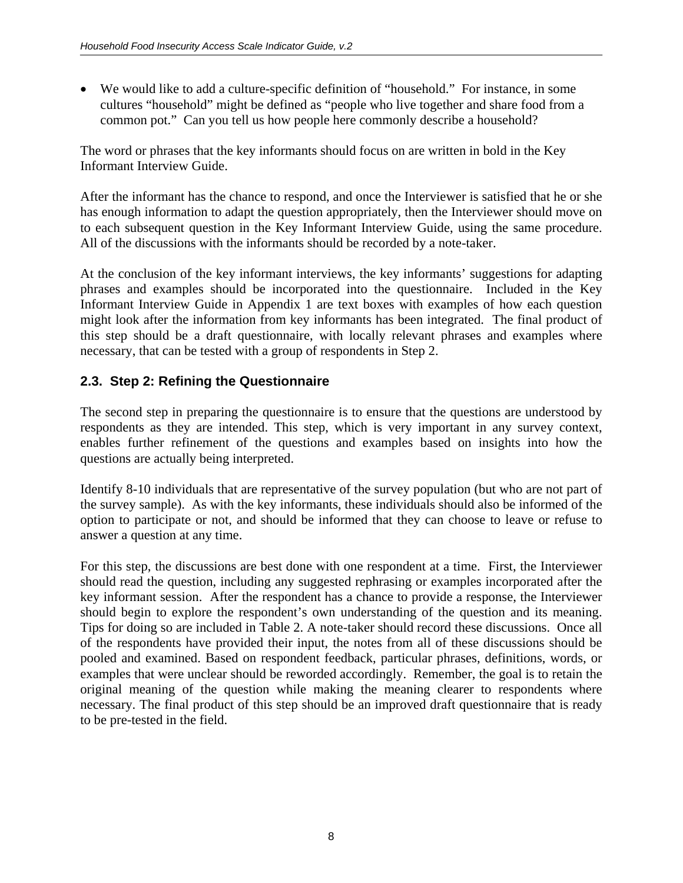- We would like to add a culture-specific definition of "household." For instance, in some cultures "household" might be defined as "people who live together and share food from a common pot." Can you tell us how people here commonly describe a household?

The word or phrases that the key informants should focus on are written in bold in the Key Informant Interview Guide.

After the informant has the chance to respond, and once the Interviewer is satisfied that he or she has enough information to adapt the question appropriately, then the Interviewer should move on to each subsequent question in the Key Informant Interview Guide, using the same procedure. All of the discussions with the informants should be recorded by a note-taker.

At the conclusion of the key informant interviews, the key informants' suggestions for adapting phrases and examples should be incorporated into the questionnaire. Included in the Key Informant Interview Guide in Appendix 1 are text boxes with examples of how each question might look after the information from key informants has been integrated. The final product of this step should be a draft questionnaire, with locally relevant phrases and examples where necessary, that can be tested with a group of respondents in Step 2.

## 2.3. Step 2: Refining the Questionnaire

The second step in preparing the questionnaire is to ensure that the questions are understood by respondents as they are intended. This step, which is very important in any survey context, enables further refinement of the questions and examples based on insights into how the questions are actually being interpreted.

Identify 8-10 individuals that are representative of the survey population (but who are not part of the survey sample). As with the key informants, these individuals should also be informed of the option to participate or not, and should be informed that they can choose to leave or refuse to answer a question at any time.

For this step, the discussions are best done with one respondent at a time. First, the Interviewer should read the question, including any suggested rephrasing or examples incorporated after the key informant session. After the respondent has a chance to provide a response, the Interviewer should begin to explore the respondent's own understanding of the question and its meaning. Tips for doing so are included in Table 2. A note-taker should record these discussions. Once all of the respondents have provided their input, the notes from all of these discussions should be pooled and examined. Based on respondent feedback, particular phrases, definitions, words, or examples that were unclear should be reworded accordingly. Remember, the goal is to retain the original meaning of the question while making the meaning clearer to respondents where necessary. The final product of this step should be an improved draft questionnaire that is ready to be pre-tested in the field.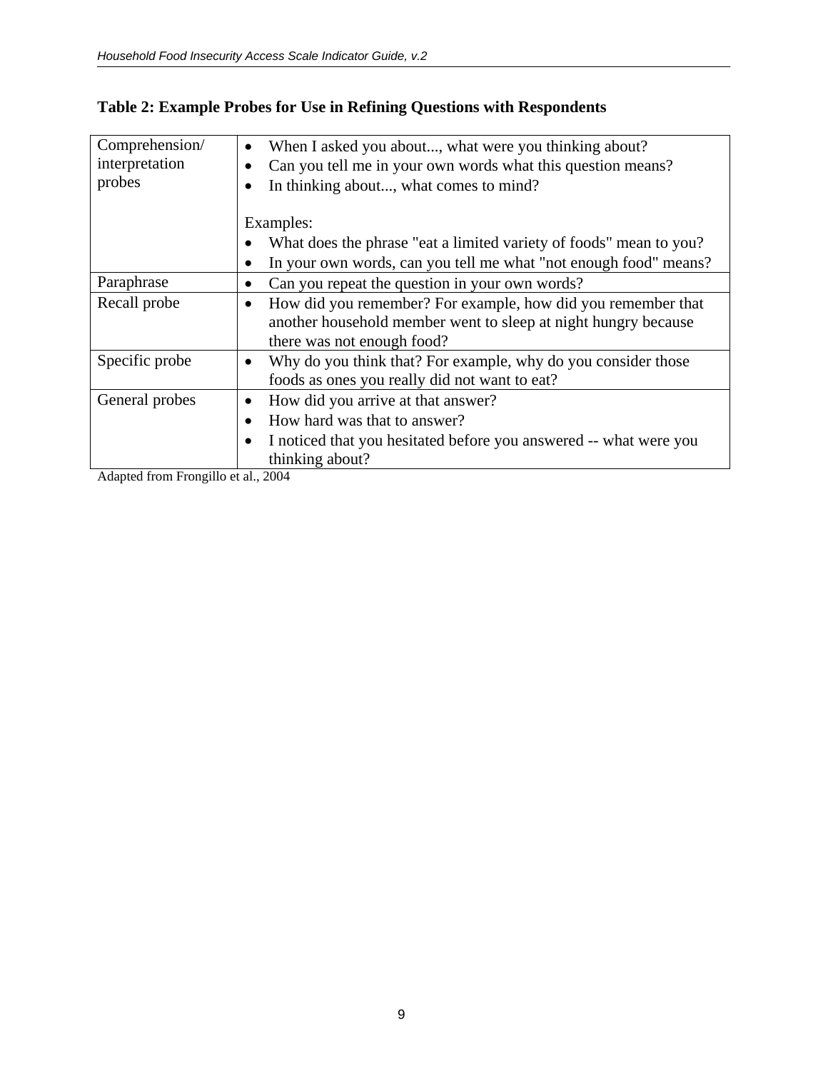### Table 2: Example Probes for Use in Refining Questions with Respondents

| | |
|---|---|
| Comprehension/ interpretation probes | • When I asked you about..., what were you thinking about?<br>• Can you tell me in your own words what this question means?<br>• In thinking about..., what comes to mind?<br><br>Examples:<br>• What does the phrase "eat a limited variety of foods" mean to you?<br>• In your own words, can you tell me what "not enough food" means? |
| Paraphrase | • Can you repeat the question in your own words? |
| Recall probe | • How did you remember? For example, how did you remember that another household member went to sleep at night hungry because there was not enough food? |
| Specific probe | • Why do you think that? For example, why do you consider those foods as ones you really did not want to eat? |
| General probes | • How did you arrive at that answer?<br>• How hard was that to answer?<br>• I noticed that you hesitated before you answered -- what were you thinking about? |

Adapted from Frongillo et al., 2004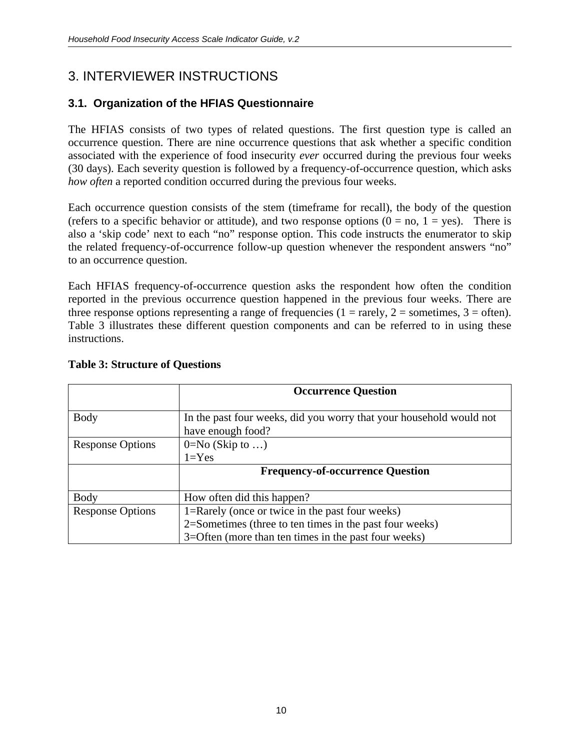# 3. INTERVIEWER INSTRUCTIONS

## 3.1. Organization of the HFIAS Questionnaire

The HFIAS consists of two types of related questions. The first question type is called an occurrence question. There are nine occurrence questions that ask whether a specific condition associated with the experience of food insecurity *ever* occurred during the previous four weeks (30 days). Each severity question is followed by a frequency-of-occurrence question, which asks *how often* a reported condition occurred during the previous four weeks.

Each occurrence question consists of the stem (timeframe for recall), the body of the question (refers to a specific behavior or attitude), and two response options (0 = no, 1 = yes). There is also a 'skip code' next to each "no" response option. This code instructs the enumerator to skip the related frequency-of-occurrence follow-up question whenever the respondent answers "no" to an occurrence question.

Each HFIAS frequency-of-occurrence question asks the respondent how often the condition reported in the previous occurrence question happened in the previous four weeks. There are three response options representing a range of frequencies (1 = rarely, 2 = sometimes, 3 = often). Table 3 illustrates these different question components and can be referred to in using these instructions.

**Table 3: Structure of Questions**

| | **Occurrence Question** |
|---|---|
| Body | In the past four weeks, did you worry that your household would not have enough food? |
| Response Options | 0=No (Skip to …)<br>1=Yes |
| | **Frequency-of-occurrence Question** |
| Body | How often did this happen? |
| Response Options | 1=Rarely (once or twice in the past four weeks)<br>2=Sometimes (three to ten times in the past four weeks)<br>3=Often (more than ten times in the past four weeks) |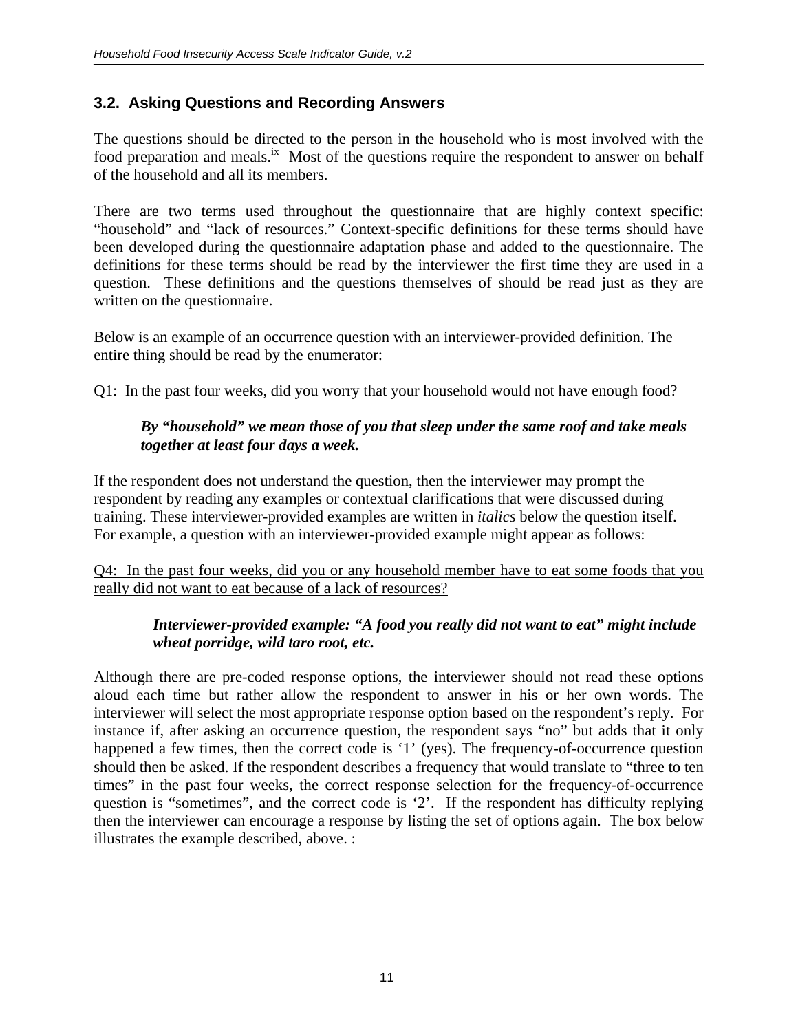## 3.2. Asking Questions and Recording Answers

The questions should be directed to the person in the household who is most involved with the food preparation and meals.[ix] Most of the questions require the respondent to answer on behalf of the household and all its members.

There are two terms used throughout the questionnaire that are highly context specific: "household" and "lack of resources." Context-specific definitions for these terms should have been developed during the questionnaire adaptation phase and added to the questionnaire. The definitions for these terms should be read by the interviewer the first time they are used in a question. These definitions and the questions themselves of should be read just as they are written on the questionnaire.

Below is an example of an occurrence question with an interviewer-provided definition. The entire thing should be read by the enumerator:

<u>Q1: In the past four weeks, did you worry that your household would not have enough food?</u>

> ***By "household" we mean those of you that sleep under the same roof and take meals together at least four days a week.***

If the respondent does not understand the question, then the interviewer may prompt the respondent by reading any examples or contextual clarifications that were discussed during training. These interviewer-provided examples are written in *italics* below the question itself. For example, a question with an interviewer-provided example might appear as follows:

<u>Q4: In the past four weeks, did you or any household member have to eat some foods that you really did not want to eat because of a lack of resources?</u>

> ***Interviewer-provided example: "A food you really did not want to eat" might include wheat porridge, wild taro root, etc.***

Although there are pre-coded response options, the interviewer should not read these options aloud each time but rather allow the respondent to answer in his or her own words. The interviewer will select the most appropriate response option based on the respondent's reply. For instance if, after asking an occurrence question, the respondent says "no" but adds that it only happened a few times, then the correct code is '1' (yes). The frequency-of-occurrence question should then be asked. If the respondent describes a frequency that would translate to "three to ten times" in the past four weeks, the correct response selection for the frequency-of-occurrence question is "sometimes", and the correct code is '2'. If the respondent has difficulty replying then the interviewer can encourage a response by listing the set of options again. The box below illustrates the example described, above. :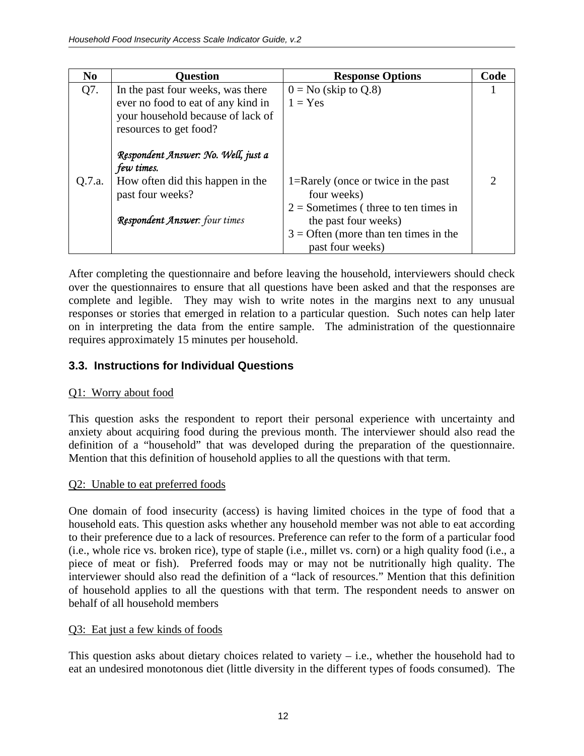| No | Question | Response Options | Code |
|---|---|---|---|
| Q7. | In the past four weeks, was there ever no food to eat of any kind in your household because of lack of resources to get food?<br><br>*Respondent Answer: No. Well, just a few times.* | 0 = No (skip to Q.8)<br>1 = Yes | 1 |
| Q.7.a. | How often did this happen in the past four weeks?<br><br>*Respondent Answer: four times* | 1=Rarely (once or twice in the past four weeks)<br>2 = Sometimes ( three to ten times in the past four weeks)<br>3 = Often (more than ten times in the past four weeks) | 2 |

After completing the questionnaire and before leaving the household, interviewers should check over the questionnaires to ensure that all questions have been asked and that the responses are complete and legible. They may wish to write notes in the margins next to any unusual responses or stories that emerged in relation to a particular question. Such notes can help later on in interpreting the data from the entire sample. The administration of the questionnaire requires approximately 15 minutes per household.

### 3.3. Instructions for Individual Questions

Q1: Worry about food

This question asks the respondent to report their personal experience with uncertainty and anxiety about acquiring food during the previous month. The interviewer should also read the definition of a "household" that was developed during the preparation of the questionnaire. Mention that this definition of household applies to all the questions with that term.

Q2: Unable to eat preferred foods

One domain of food insecurity (access) is having limited choices in the type of food that a household eats. This question asks whether any household member was not able to eat according to their preference due to a lack of resources. Preference can refer to the form of a particular food (i.e., whole rice vs. broken rice), type of staple (i.e., millet vs. corn) or a high quality food (i.e., a piece of meat or fish). Preferred foods may or may not be nutritionally high quality. The interviewer should also read the definition of a "lack of resources." Mention that this definition of household applies to all the questions with that term. The respondent needs to answer on behalf of all household members

Q3: Eat just a few kinds of foods

This question asks about dietary choices related to variety – i.e., whether the household had to eat an undesired monotonous diet (little diversity in the different types of foods consumed). The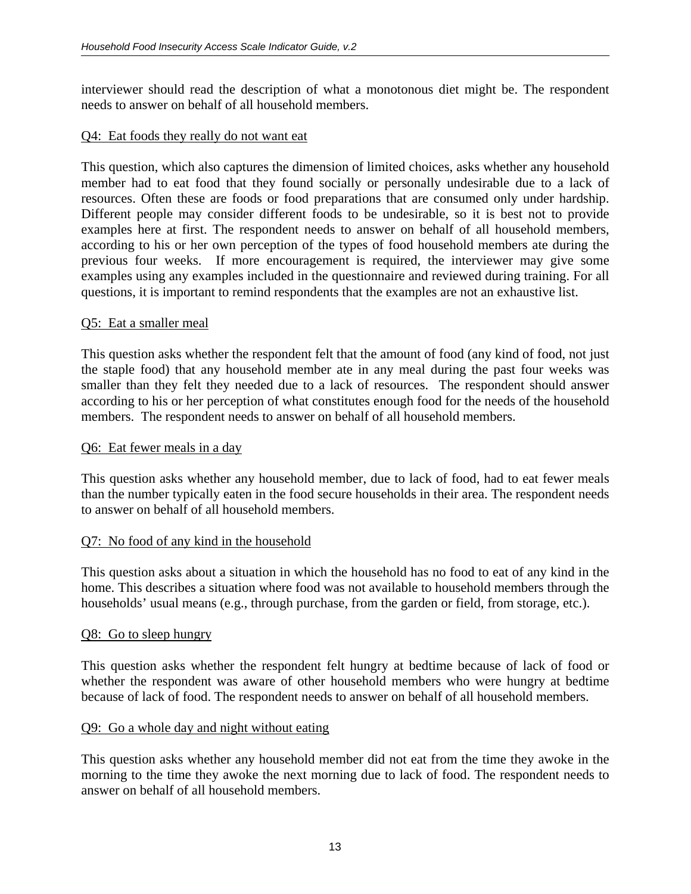interviewer should read the description of what a monotonous diet might be. The respondent needs to answer on behalf of all household members.

Q4: Eat foods they really do not want eat

This question, which also captures the dimension of limited choices, asks whether any household member had to eat food that they found socially or personally undesirable due to a lack of resources. Often these are foods or food preparations that are consumed only under hardship. Different people may consider different foods to be undesirable, so it is best not to provide examples here at first. The respondent needs to answer on behalf of all household members, according to his or her own perception of the types of food household members ate during the previous four weeks. If more encouragement is required, the interviewer may give some examples using any examples included in the questionnaire and reviewed during training. For all questions, it is important to remind respondents that the examples are not an exhaustive list.

Q5: Eat a smaller meal

This question asks whether the respondent felt that the amount of food (any kind of food, not just the staple food) that any household member ate in any meal during the past four weeks was smaller than they felt they needed due to a lack of resources. The respondent should answer according to his or her perception of what constitutes enough food for the needs of the household members. The respondent needs to answer on behalf of all household members.

Q6: Eat fewer meals in a day

This question asks whether any household member, due to lack of food, had to eat fewer meals than the number typically eaten in the food secure households in their area. The respondent needs to answer on behalf of all household members.

Q7: No food of any kind in the household

This question asks about a situation in which the household has no food to eat of any kind in the home. This describes a situation where food was not available to household members through the households' usual means (e.g., through purchase, from the garden or field, from storage, etc.).

Q8: Go to sleep hungry

This question asks whether the respondent felt hungry at bedtime because of lack of food or whether the respondent was aware of other household members who were hungry at bedtime because of lack of food. The respondent needs to answer on behalf of all household members.

Q9: Go a whole day and night without eating

This question asks whether any household member did not eat from the time they awoke in the morning to the time they awoke the next morning due to lack of food. The respondent needs to answer on behalf of all household members.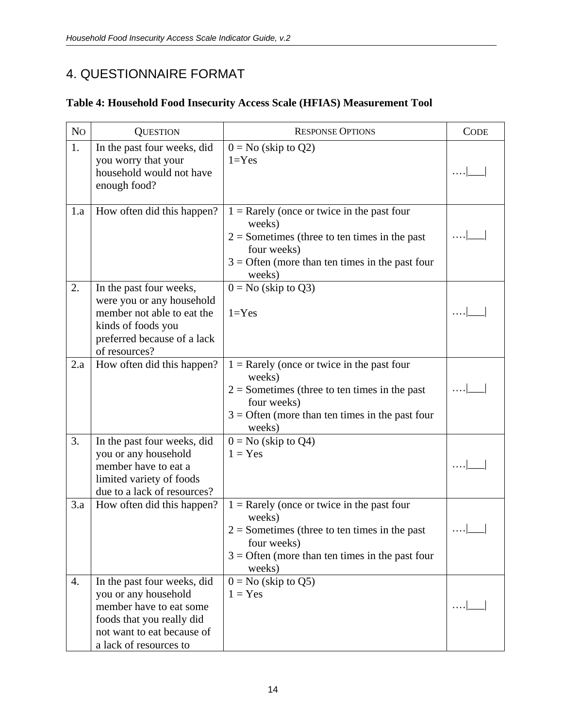# 4. QUESTIONNAIRE FORMAT

**Table 4: Household Food Insecurity Access Scale (HFIAS) Measurement Tool**

| NO | QUESTION | RESPONSE OPTIONS | CODE |
|---|---|---|---|
| 1. | In the past four weeks, did you worry that your household would not have enough food? | 0 = No (skip to Q2)<br>1=Yes | ….\|___\| |
| 1.a | How often did this happen? | 1 = Rarely (once or twice in the past four weeks)<br>2 = Sometimes (three to ten times in the past four weeks)<br>3 = Often (more than ten times in the past four weeks) | ….\|___\| |
| 2. | In the past four weeks, were you or any household member not able to eat the kinds of foods you preferred because of a lack of resources? | 0 = No (skip to Q3)<br>1=Yes | ….\|___\| |
| 2.a | How often did this happen? | 1 = Rarely (once or twice in the past four weeks)<br>2 = Sometimes (three to ten times in the past four weeks)<br>3 = Often (more than ten times in the past four weeks) | ….\|___\| |
| 3. | In the past four weeks, did you or any household member have to eat a limited variety of foods due to a lack of resources? | 0 = No (skip to Q4)<br>1 = Yes | ….\|___\| |
| 3.a | How often did this happen? | 1 = Rarely (once or twice in the past four weeks)<br>2 = Sometimes (three to ten times in the past four weeks)<br>3 = Often (more than ten times in the past four weeks) | ….\|___\| |
| 4. | In the past four weeks, did you or any household member have to eat some foods that you really did not want to eat because of a lack of resources to | 0 = No (skip to Q5)<br>1 = Yes | ….\|___\| |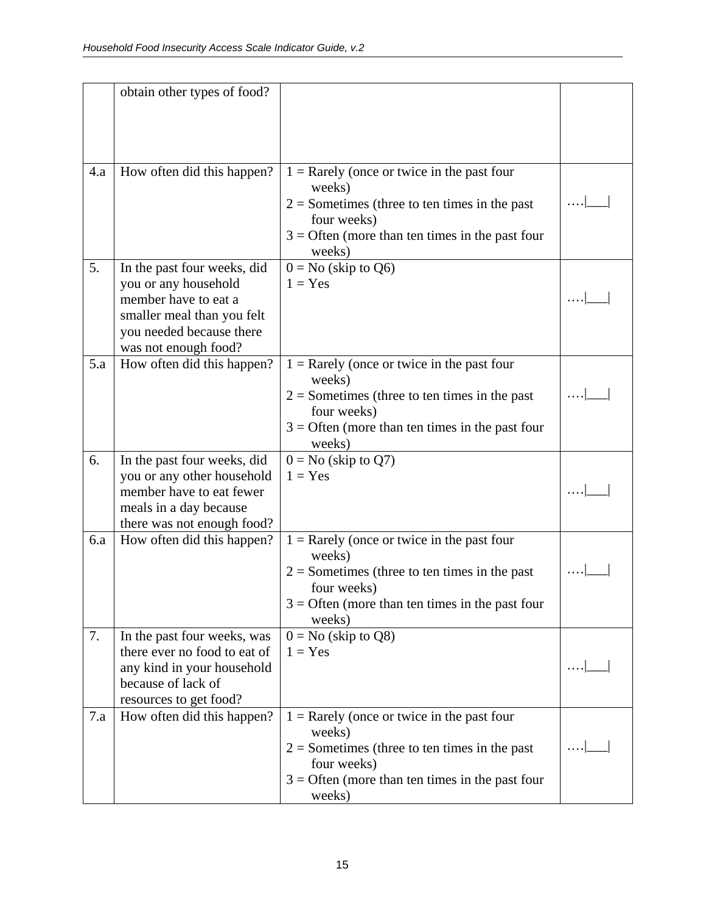| | | | |
|---|---|---|---|
| | obtain other types of food? | | |
| 4.a | How often did this happen? | 1 = Rarely (once or twice in the past four weeks)<br>2 = Sometimes (three to ten times in the past four weeks)<br>3 = Often (more than ten times in the past four weeks) | ….\|___\| |
| 5. | In the past four weeks, did you or any household member have to eat a smaller meal than you felt you needed because there was not enough food? | 0 = No (skip to Q6)<br>1 = Yes | ….\|___\| |
| 5.a | How often did this happen? | 1 = Rarely (once or twice in the past four weeks)<br>2 = Sometimes (three to ten times in the past four weeks)<br>3 = Often (more than ten times in the past four weeks) | ….\|___\| |
| 6. | In the past four weeks, did you or any other household member have to eat fewer meals in a day because there was not enough food? | 0 = No (skip to Q7)<br>1 = Yes | ….\|___\| |
| 6.a | How often did this happen? | 1 = Rarely (once or twice in the past four weeks)<br>2 = Sometimes (three to ten times in the past four weeks)<br>3 = Often (more than ten times in the past four weeks) | ….\|___\| |
| 7. | In the past four weeks, was there ever no food to eat of any kind in your household because of lack of resources to get food? | 0 = No (skip to Q8)<br>1 = Yes | ….\|___\| |
| 7.a | How often did this happen? | 1 = Rarely (once or twice in the past four weeks)<br>2 = Sometimes (three to ten times in the past four weeks)<br>3 = Often (more than ten times in the past four weeks) | ….\|___\| |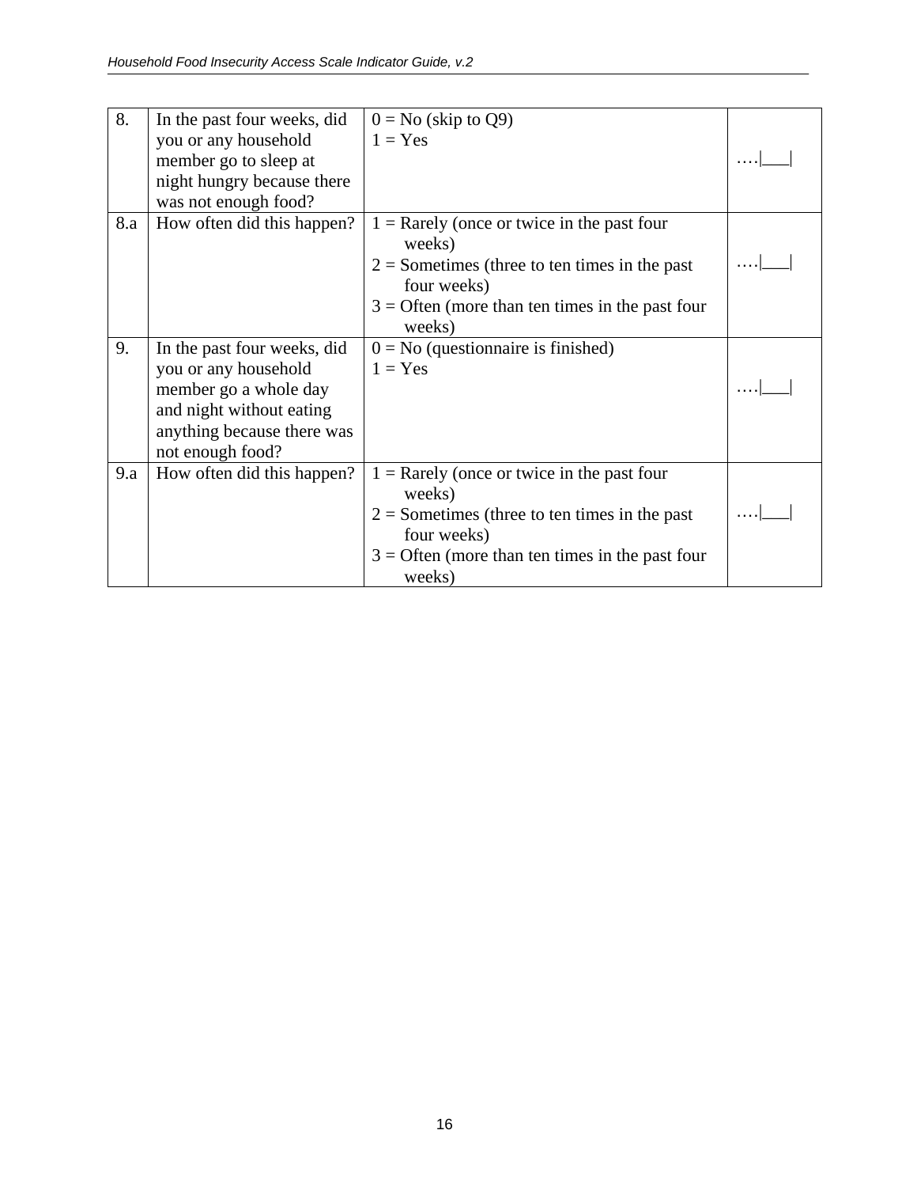| 8. | In the past four weeks, did you or any household member go to sleep at night hungry because there was not enough food? | 0 = No (skip to Q9)<br>1 = Yes | ….\|___\| |
|---|---|---|---|
| 8.a | How often did this happen? | 1 = Rarely (once or twice in the past four weeks)<br>2 = Sometimes (three to ten times in the past four weeks)<br>3 = Often (more than ten times in the past four weeks) | ….\|___\| |
| 9. | In the past four weeks, did you or any household member go a whole day and night without eating anything because there was not enough food? | 0 = No (questionnaire is finished)<br>1 = Yes | ….\|___\| |
| 9.a | How often did this happen? | 1 = Rarely (once or twice in the past four weeks)<br>2 = Sometimes (three to ten times in the past four weeks)<br>3 = Often (more than ten times in the past four weeks) | ….\|___\| |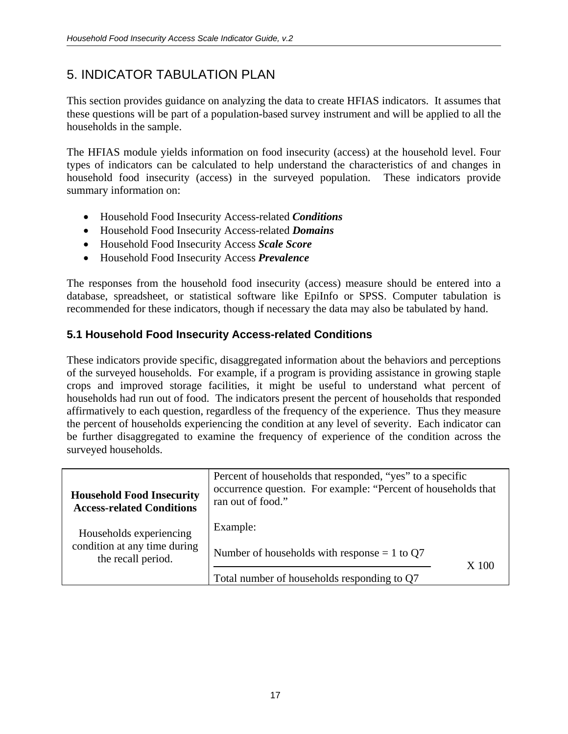# 5. INDICATOR TABULATION PLAN

This section provides guidance on analyzing the data to create HFIAS indicators. It assumes that these questions will be part of a population-based survey instrument and will be applied to all the households in the sample.

The HFIAS module yields information on food insecurity (access) at the household level. Four types of indicators can be calculated to help understand the characteristics of and changes in household food insecurity (access) in the surveyed population. These indicators provide summary information on:

- Household Food Insecurity Access-related ***Conditions***
- Household Food Insecurity Access-related ***Domains***
- Household Food Insecurity Access ***Scale Score***
- Household Food Insecurity Access ***Prevalence***

The responses from the household food insecurity (access) measure should be entered into a database, spreadsheet, or statistical software like EpiInfo or SPSS. Computer tabulation is recommended for these indicators, though if necessary the data may also be tabulated by hand.

## 5.1 Household Food Insecurity Access-related Conditions

These indicators provide specific, disaggregated information about the behaviors and perceptions of the surveyed households. For example, if a program is providing assistance in growing staple crops and improved storage facilities, it might be useful to understand what percent of households had run out of food. The indicators present the percent of households that responded affirmatively to each question, regardless of the frequency of the experience. Thus they measure the percent of households experiencing the condition at any level of severity. Each indicator can be further disaggregated to examine the frequency of experience of the condition across the surveyed households.

| **Household Food Insecurity Access-related Conditions**<br><br>Households experiencing condition at any time during the recall period. | Percent of households that responded, "yes" to a specific occurrence question. For example: "Percent of households that ran out of food."<br><br>Example:<br><br>$$\frac{\text{Number of households with response = 1 to Q7}}{\text{Total number of households responding to Q7}} \times 100$$ |
|---|---|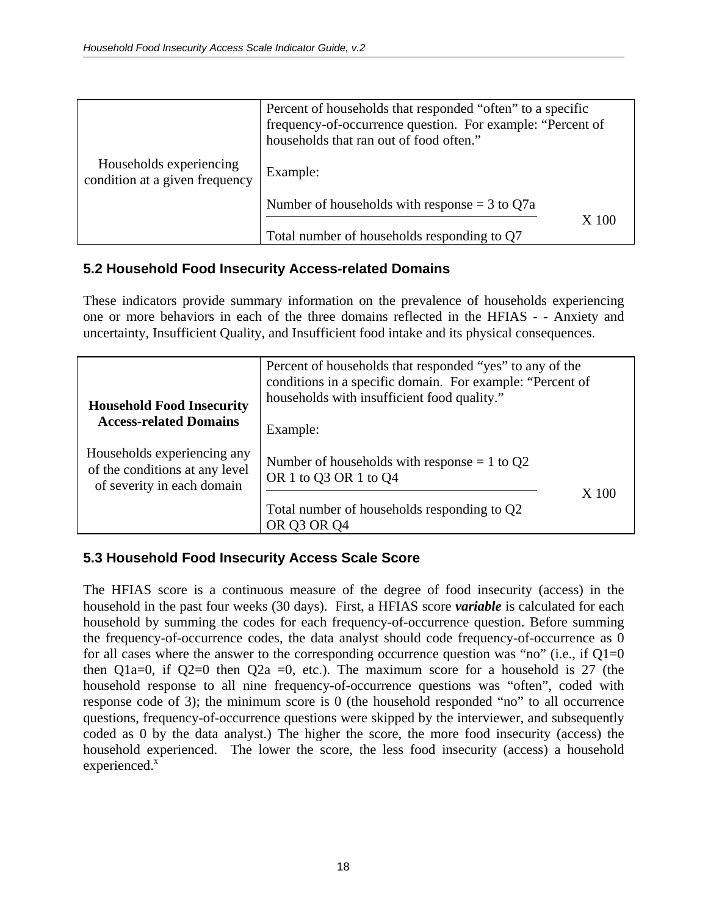| Households experiencing condition at a given frequency | Percent of households that responded "often" to a specific frequency-of-occurrence question. For example: "Percent of households that ran out of food often."<br><br>Example:<br><br>$\frac{\text{Number of households with response = 3 to Q7a}}{\text{Total number of households responding to Q7}} \times 100$ |
|---|---|

## 5.2 Household Food Insecurity Access-related Domains

These indicators provide summary information on the prevalence of households experiencing one or more behaviors in each of the three domains reflected in the HFIAS - - Anxiety and uncertainty, Insufficient Quality, and Insufficient food intake and its physical consequences.

| **Household Food Insecurity Access-related Domains**<br><br>Households experiencing any of the conditions at any level of severity in each domain | Percent of households that responded "yes" to any of the conditions in a specific domain. For example: "Percent of households with insufficient food quality."<br><br>Example:<br><br>$\frac{\text{Number of households with response = 1 to Q2 OR 1 to Q3 OR 1 to Q4}}{\text{Total number of households responding to Q2 OR Q3 OR Q4}} \times 100$ |
|---|---|

## 5.3 Household Food Insecurity Access Scale Score

The HFIAS score is a continuous measure of the degree of food insecurity (access) in the household in the past four weeks (30 days). First, a HFIAS score ***variable*** is calculated for each household by summing the codes for each frequency-of-occurrence question. Before summing the frequency-of-occurrence codes, the data analyst should code frequency-of-occurrence as 0 for all cases where the answer to the corresponding occurrence question was "no" (i.e., if Q1=0 then Q1a=0, if Q2=0 then Q2a =0, etc.). The maximum score for a household is 27 (the household response to all nine frequency-of-occurrence questions was "often", coded with response code of 3); the minimum score is 0 (the household responded "no" to all occurrence questions, frequency-of-occurrence questions were skipped by the interviewer, and subsequently coded as 0 by the data analyst.) The higher the score, the more food insecurity (access) the household experienced. The lower the score, the less food insecurity (access) a household experienced.[x]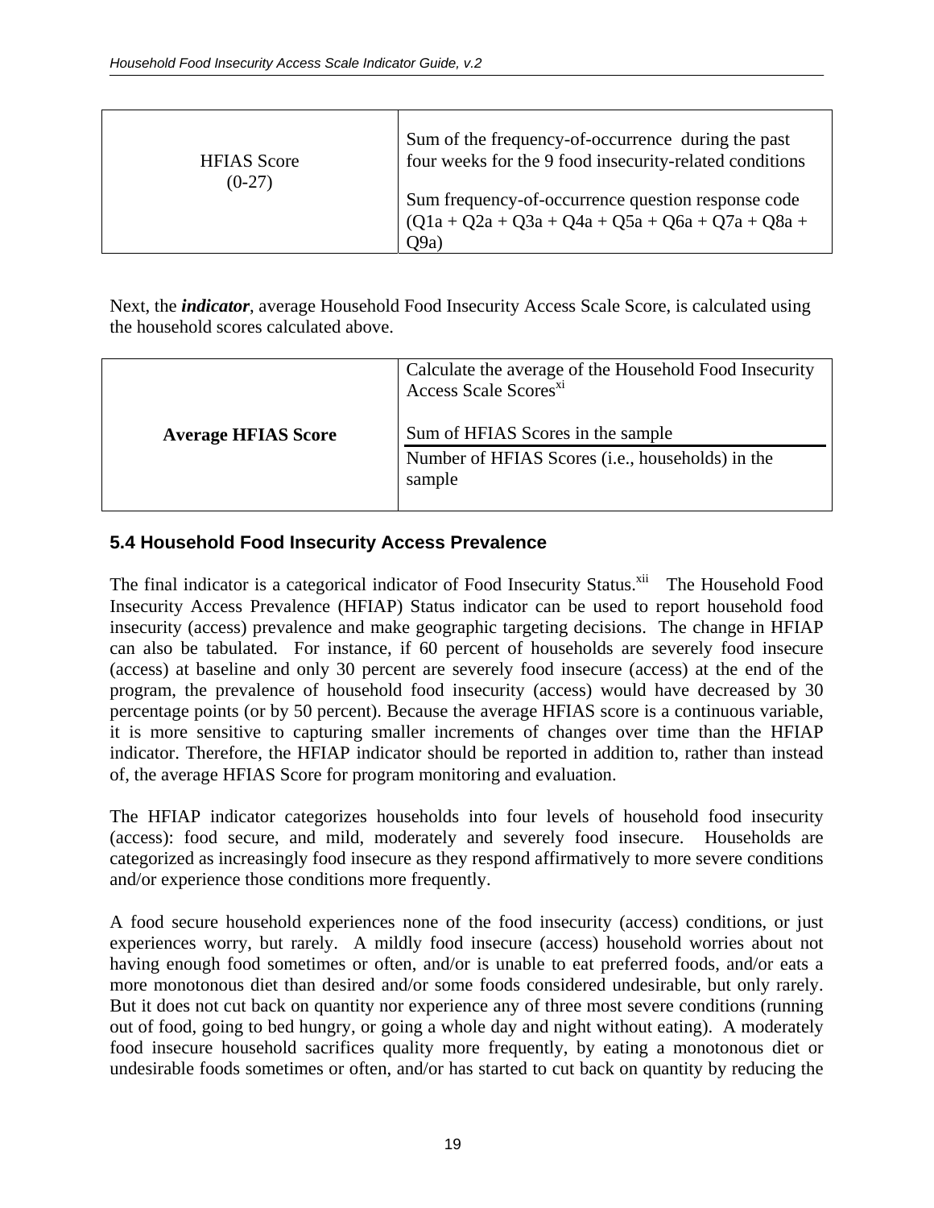| HFIAS Score (0-27) | Sum of the frequency-of-occurrence during the past four weeks for the 9 food insecurity-related conditions<br><br>Sum frequency-of-occurrence question response code (Q1a + Q2a + Q3a + Q4a + Q5a + Q6a + Q7a + Q8a + Q9a) |
|---|---|

Next, the ***indicator***, average Household Food Insecurity Access Scale Score, is calculated using the household scores calculated above.

| **Average HFIAS Score** | Calculate the average of the Household Food Insecurity Access Scale Scores[xi]<br><br>$\frac{\text{Sum of HFIAS Scores in the sample}}{\text{Number of HFIAS Scores (i.e., households) in the sample}}$ |
|---|---|

### 5.4 Household Food Insecurity Access Prevalence

The final indicator is a categorical indicator of Food Insecurity Status.[xii] The Household Food Insecurity Access Prevalence (HFIAP) Status indicator can be used to report household food insecurity (access) prevalence and make geographic targeting decisions. The change in HFIAP can also be tabulated. For instance, if 60 percent of households are severely food insecure (access) at baseline and only 30 percent are severely food insecure (access) at the end of the program, the prevalence of household food insecurity (access) would have decreased by 30 percentage points (or by 50 percent). Because the average HFIAS score is a continuous variable, it is more sensitive to capturing smaller increments of changes over time than the HFIAP indicator. Therefore, the HFIAP indicator should be reported in addition to, rather than instead of, the average HFIAS Score for program monitoring and evaluation.

The HFIAP indicator categorizes households into four levels of household food insecurity (access): food secure, and mild, moderately and severely food insecure. Households are categorized as increasingly food insecure as they respond affirmatively to more severe conditions and/or experience those conditions more frequently.

A food secure household experiences none of the food insecurity (access) conditions, or just experiences worry, but rarely. A mildly food insecure (access) household worries about not having enough food sometimes or often, and/or is unable to eat preferred foods, and/or eats a more monotonous diet than desired and/or some foods considered undesirable, but only rarely. But it does not cut back on quantity nor experience any of three most severe conditions (running out of food, going to bed hungry, or going a whole day and night without eating). A moderately food insecure household sacrifices quality more frequently, by eating a monotonous diet or undesirable foods sometimes or often, and/or has started to cut back on quantity by reducing the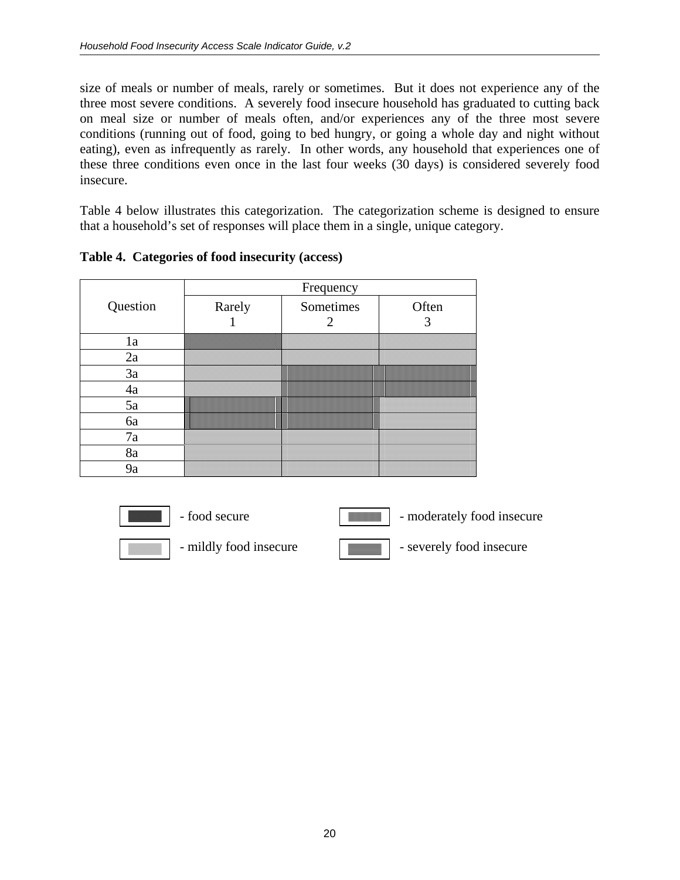size of meals or number of meals, rarely or sometimes. But it does not experience any of the three most severe conditions. A severely food insecure household has graduated to cutting back on meal size or number of meals often, and/or experiences any of the three most severe conditions (running out of food, going to bed hungry, or going a whole day and night without eating), even as infrequently as rarely. In other words, any household that experiences one of these three conditions even once in the last four weeks (30 days) is considered severely food insecure.

Table 4 below illustrates this categorization. The categorization scheme is designed to ensure that a household's set of responses will place them in a single, unique category.

**Table 4. Categories of food insecurity (access)**

| Question | Frequency | | |
|---|---|---|---|
| | Rarely<br>1 | Sometimes<br>2 | Often<br>3 |
| 1a | food secure | mildly food insecure | mildly food insecure |
| 2a | mildly food insecure | mildly food insecure | mildly food insecure |
| 3a | mildly food insecure | moderately food insecure | moderately food insecure |
| 4a | mildly food insecure | moderately food insecure | moderately food insecure |
| 5a | moderately food insecure | moderately food insecure | severely food insecure |
| 6a | moderately food insecure | moderately food insecure | severely food insecure |
| 7a | severely food insecure | severely food insecure | severely food insecure |
| 8a | severely food insecure | severely food insecure | severely food insecure |
| 9a | severely food insecure | severely food insecure | severely food insecure |

- food secure
- mildly food insecure
- moderately food insecure
- severely food insecure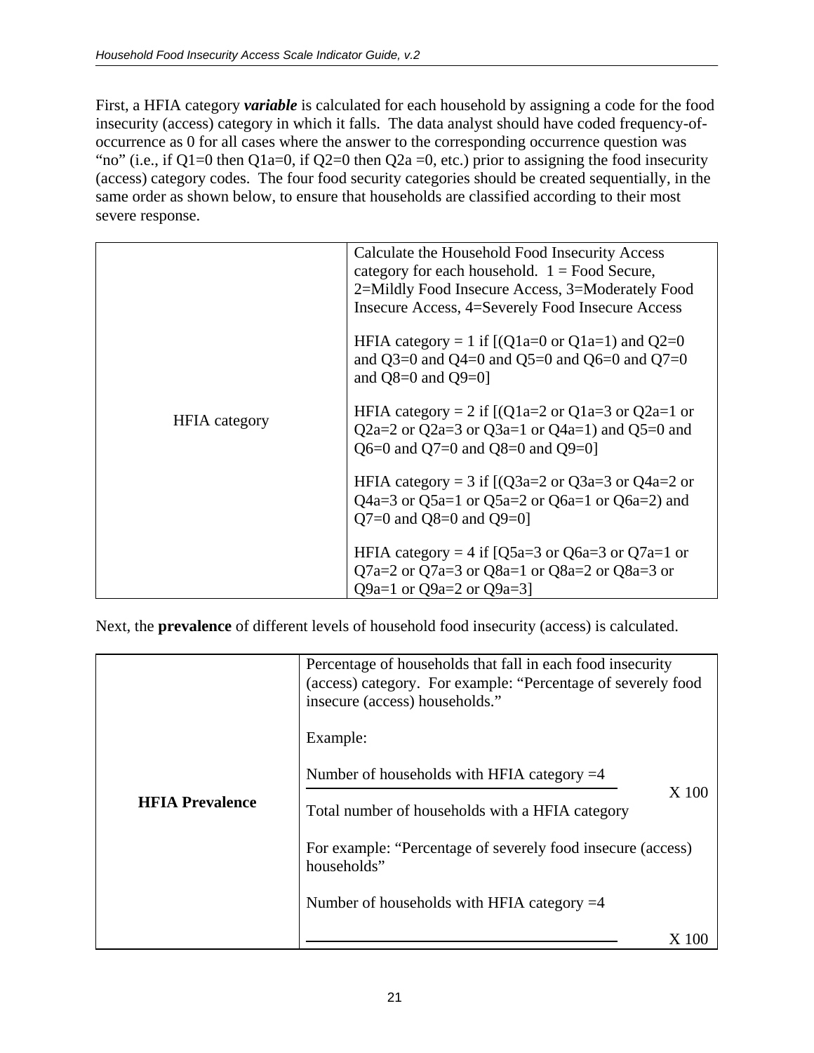First, a HFIA category ***variable*** is calculated for each household by assigning a code for the food insecurity (access) category in which it falls. The data analyst should have coded frequency-of-occurrence as 0 for all cases where the answer to the corresponding occurrence question was "no" (i.e., if Q1=0 then Q1a=0, if Q2=0 then Q2a =0, etc.) prior to assigning the food insecurity (access) category codes. The four food security categories should be created sequentially, in the same order as shown below, to ensure that households are classified according to their most severe response.

| | |
|---|---|
| HFIA category | Calculate the Household Food Insecurity Access category for each household. 1 = Food Secure, 2=Mildly Food Insecure Access, 3=Moderately Food Insecure Access, 4=Severely Food Insecure Access<br><br>HFIA category = 1 if [(Q1a=0 or Q1a=1) and Q2=0 and Q3=0 and Q4=0 and Q5=0 and Q6=0 and Q7=0 and Q8=0 and Q9=0]<br><br>HFIA category = 2 if [(Q1a=2 or Q1a=3 or Q2a=1 or Q2a=2 or Q2a=3 or Q3a=1 or Q4a=1) and Q5=0 and Q6=0 and Q7=0 and Q8=0 and Q9=0]<br><br>HFIA category = 3 if [(Q3a=2 or Q3a=3 or Q4a=2 or Q4a=3 or Q5a=1 or Q5a=2 or Q6a=1 or Q6a=2) and Q7=0 and Q8=0 and Q9=0]<br><br>HFIA category = 4 if [Q5a=3 or Q6a=3 or Q7a=1 or Q7a=2 or Q7a=3 or Q8a=1 or Q8a=2 or Q8a=3 or Q9a=1 or Q9a=2 or Q9a=3] |

Next, the **prevalence** of different levels of household food insecurity (access) is calculated.

| | |
|---|---|
| **HFIA Prevalence** | Percentage of households that fall in each food insecurity (access) category. For example: "Percentage of severely food insecure (access) households."<br><br>Example:<br><br>$\frac{\text{Number of households with HFIA category =4}}{\text{Total number of households with a HFIA category}} \times 100$<br><br>For example: "Percentage of severely food insecure (access) households"<br><br>Number of households with HFIA category =4<br><br>———————————————— X 100 |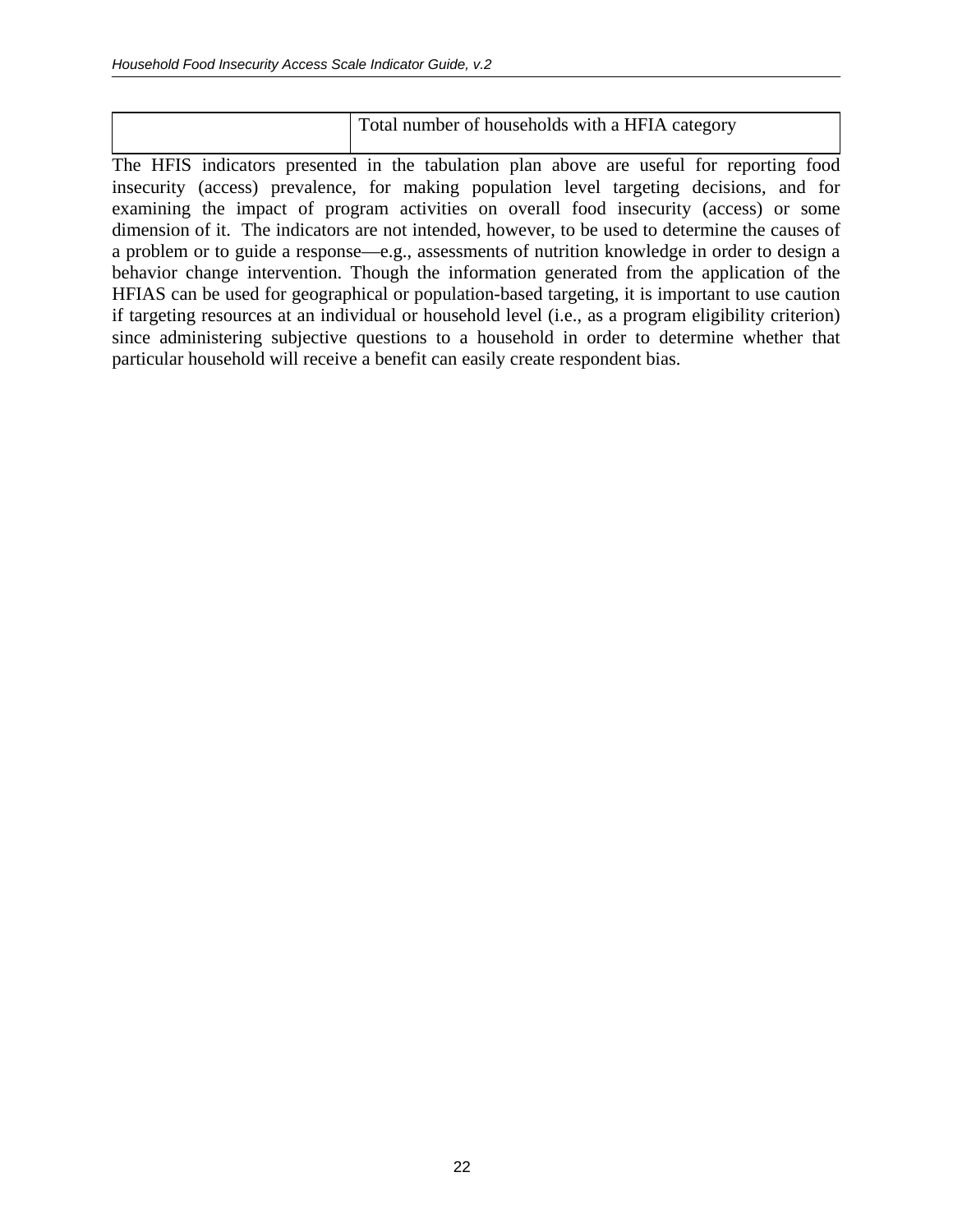| | Total number of households with a HFIA category |
|---|---|

The HFIS indicators presented in the tabulation plan above are useful for reporting food insecurity (access) prevalence, for making population level targeting decisions, and for examining the impact of program activities on overall food insecurity (access) or some dimension of it. The indicators are not intended, however, to be used to determine the causes of a problem or to guide a response—e.g., assessments of nutrition knowledge in order to design a behavior change intervention. Though the information generated from the application of the HFIAS can be used for geographical or population-based targeting, it is important to use caution if targeting resources at an individual or household level (i.e., as a program eligibility criterion) since administering subjective questions to a household in order to determine whether that particular household will receive a benefit can easily create respondent bias.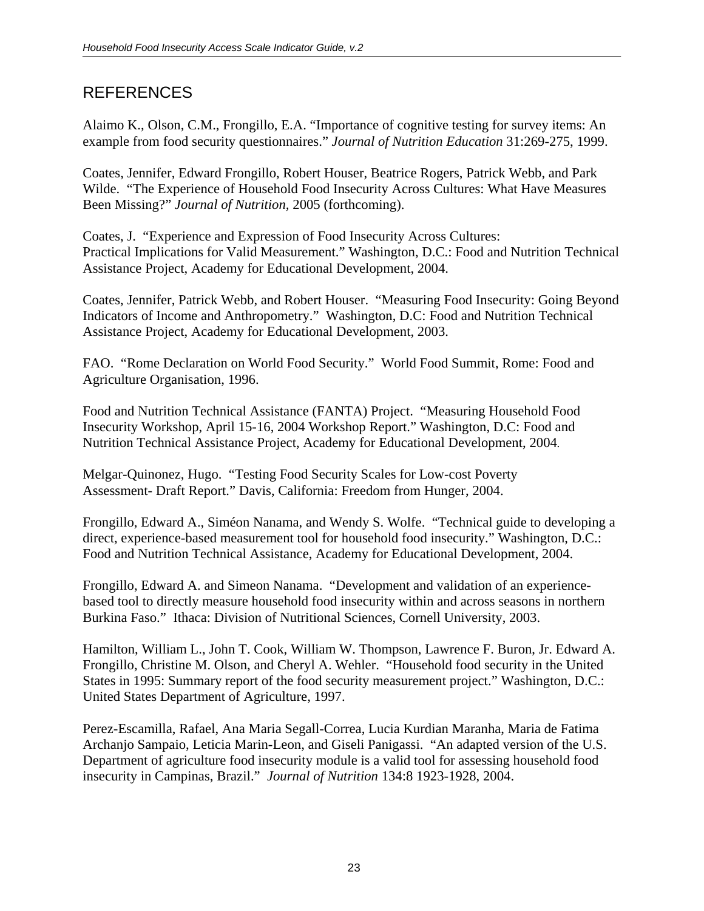# REFERENCES

Alaimo K., Olson, C.M., Frongillo, E.A. "Importance of cognitive testing for survey items: An example from food security questionnaires." *Journal of Nutrition Education* 31:269-275, 1999.

Coates, Jennifer, Edward Frongillo, Robert Houser, Beatrice Rogers, Patrick Webb, and Park Wilde. "The Experience of Household Food Insecurity Across Cultures: What Have Measures Been Missing?" *Journal of Nutrition*, 2005 (forthcoming).

Coates, J. "Experience and Expression of Food Insecurity Across Cultures: Practical Implications for Valid Measurement." Washington, D.C.: Food and Nutrition Technical Assistance Project, Academy for Educational Development, 2004.

Coates, Jennifer, Patrick Webb, and Robert Houser. "Measuring Food Insecurity: Going Beyond Indicators of Income and Anthropometry." Washington, D.C: Food and Nutrition Technical Assistance Project, Academy for Educational Development, 2003.

FAO. "Rome Declaration on World Food Security." World Food Summit, Rome: Food and Agriculture Organisation, 1996.

Food and Nutrition Technical Assistance (FANTA) Project. "Measuring Household Food Insecurity Workshop, April 15-16, 2004 Workshop Report." Washington, D.C: Food and Nutrition Technical Assistance Project, Academy for Educational Development, 2004.

Melgar-Quinonez, Hugo. "Testing Food Security Scales for Low-cost Poverty Assessment- Draft Report." Davis, California: Freedom from Hunger, 2004.

Frongillo, Edward A., Siméon Nanama, and Wendy S. Wolfe. "Technical guide to developing a direct, experience-based measurement tool for household food insecurity." Washington, D.C.: Food and Nutrition Technical Assistance, Academy for Educational Development, 2004.

Frongillo, Edward A. and Simeon Nanama. "Development and validation of an experience-based tool to directly measure household food insecurity within and across seasons in northern Burkina Faso." Ithaca: Division of Nutritional Sciences, Cornell University, 2003.

Hamilton, William L., John T. Cook, William W. Thompson, Lawrence F. Buron, Jr. Edward A. Frongillo, Christine M. Olson, and Cheryl A. Wehler. "Household food security in the United States in 1995: Summary report of the food security measurement project." Washington, D.C.: United States Department of Agriculture, 1997.

Perez-Escamilla, Rafael, Ana Maria Segall-Correa, Lucia Kurdian Maranha, Maria de Fatima Archanjo Sampaio, Leticia Marin-Leon, and Giseli Panigassi. "An adapted version of the U.S. Department of agriculture food insecurity module is a valid tool for assessing household food insecurity in Campinas, Brazil." *Journal of Nutrition* 134:8 1923-1928, 2004.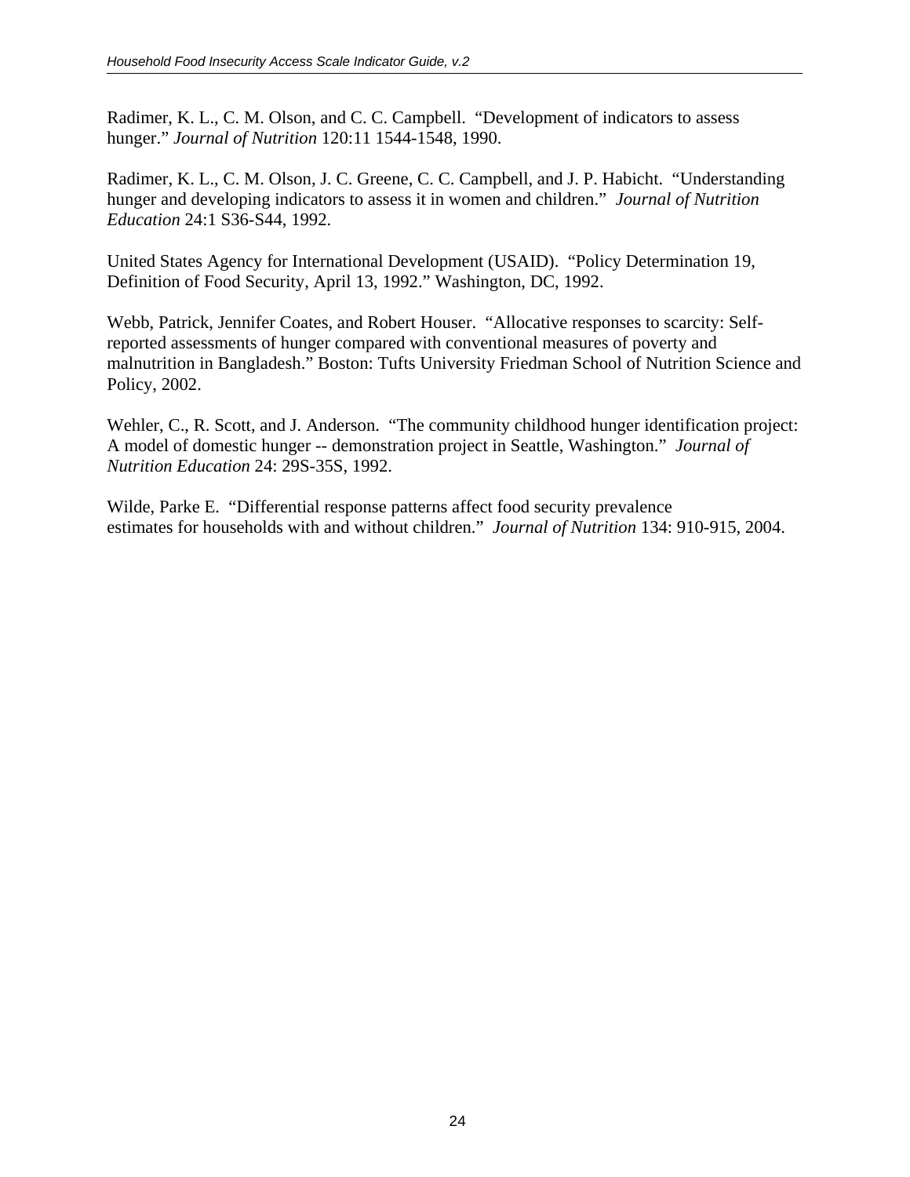Radimer, K. L., C. M. Olson, and C. C. Campbell. "Development of indicators to assess hunger." *Journal of Nutrition* 120:11 1544-1548, 1990.

Radimer, K. L., C. M. Olson, J. C. Greene, C. C. Campbell, and J. P. Habicht. "Understanding hunger and developing indicators to assess it in women and children." *Journal of Nutrition Education* 24:1 S36-S44, 1992.

United States Agency for International Development (USAID). "Policy Determination 19, Definition of Food Security, April 13, 1992." Washington, DC, 1992.

Webb, Patrick, Jennifer Coates, and Robert Houser. "Allocative responses to scarcity: Self-reported assessments of hunger compared with conventional measures of poverty and malnutrition in Bangladesh." Boston: Tufts University Friedman School of Nutrition Science and Policy, 2002.

Wehler, C., R. Scott, and J. Anderson. "The community childhood hunger identification project: A model of domestic hunger -- demonstration project in Seattle, Washington." *Journal of Nutrition Education* 24: 29S-35S, 1992.

Wilde, Parke E. "Differential response patterns affect food security prevalence estimates for households with and without children." *Journal of Nutrition* 134: 910-915, 2004.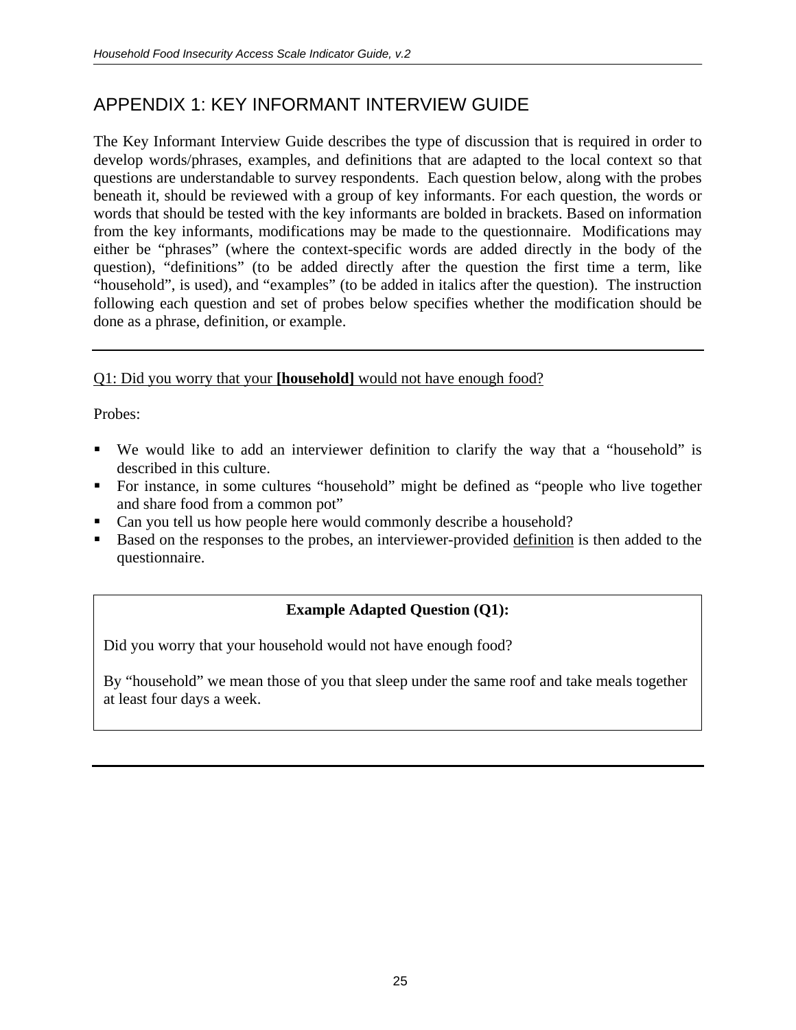## APPENDIX 1: KEY INFORMANT INTERVIEW GUIDE

The Key Informant Interview Guide describes the type of discussion that is required in order to develop words/phrases, examples, and definitions that are adapted to the local context so that questions are understandable to survey respondents. Each question below, along with the probes beneath it, should be reviewed with a group of key informants. For each question, the words or words that should be tested with the key informants are bolded in brackets. Based on information from the key informants, modifications may be made to the questionnaire. Modifications may either be "phrases" (where the context-specific words are added directly in the body of the question), "definitions" (to be added directly after the question the first time a term, like "household", is used), and "examples" (to be added in italics after the question). The instruction following each question and set of probes below specifies whether the modification should be done as a phrase, definition, or example.

---

<u>Q1: Did you worry that your **[household]** would not have enough food?</u>

Probes:

- We would like to add an interviewer definition to clarify the way that a "household" is described in this culture.
- For instance, in some cultures "household" might be defined as "people who live together and share food from a common pot"
- Can you tell us how people here would commonly describe a household?
- Based on the responses to the probes, an interviewer-provided <u>definition</u> is then added to the questionnaire.

**Example Adapted Question (Q1):**

Did you worry that your household would not have enough food?

By "household" we mean those of you that sleep under the same roof and take meals together at least four days a week.

---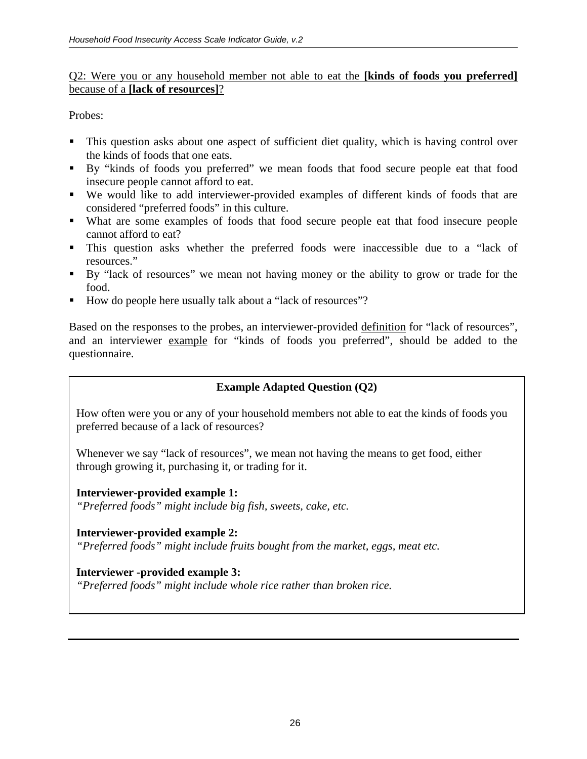Q2: Were you or any household member not able to eat the **[kinds of foods you preferred]** because of a **[lack of resources]**?

Probes:

- This question asks about one aspect of sufficient diet quality, which is having control over the kinds of foods that one eats.
- By "kinds of foods you preferred" we mean foods that food secure people eat that food insecure people cannot afford to eat.
- We would like to add interviewer-provided examples of different kinds of foods that are considered "preferred foods" in this culture.
- What are some examples of foods that food secure people eat that food insecure people cannot afford to eat?
- This question asks whether the preferred foods were inaccessible due to a "lack of resources."
- By "lack of resources" we mean not having money or the ability to grow or trade for the food.
- How do people here usually talk about a "lack of resources"?

Based on the responses to the probes, an interviewer-provided definition for "lack of resources", and an interviewer example for "kinds of foods you preferred", should be added to the questionnaire.

**Example Adapted Question (Q2)**

How often were you or any of your household members not able to eat the kinds of foods you preferred because of a lack of resources?

Whenever we say "lack of resources", we mean not having the means to get food, either through growing it, purchasing it, or trading for it.

**Interviewer-provided example 1:**
*"Preferred foods" might include big fish, sweets, cake, etc.*

**Interviewer-provided example 2:**
*"Preferred foods" might include fruits bought from the market, eggs, meat etc.*

**Interviewer -provided example 3:**
*"Preferred foods" might include whole rice rather than broken rice.*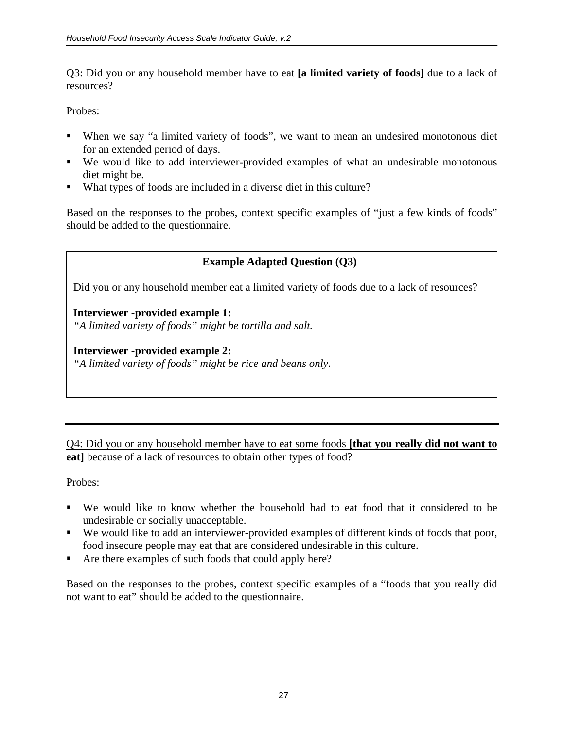<u>Q3: Did you or any household member have to eat **[a limited variety of foods]** due to a lack of resources?</u>

Probes:

- When we say "a limited variety of foods", we want to mean an undesired monotonous diet for an extended period of days.
- We would like to add interviewer-provided examples of what an undesirable monotonous diet might be.
- What types of foods are included in a diverse diet in this culture?

Based on the responses to the probes, context specific <u>examples</u> of "just a few kinds of foods" should be added to the questionnaire.

> **Example Adapted Question (Q3)**
>
> Did you or any household member eat a limited variety of foods due to a lack of resources?
>
> **Interviewer -provided example 1:**
> *"A limited variety of foods" might be tortilla and salt.*
>
> **Interviewer -provided example 2:**
> *"A limited variety of foods" might be rice and beans only.*

---

<u>Q4: Did you or any household member have to eat some foods **[that you really did not want to eat]** because of a lack of resources to obtain other types of food?</u>

Probes:

- We would like to know whether the household had to eat food that it considered to be undesirable or socially unacceptable.
- We would like to add an interviewer-provided examples of different kinds of foods that poor, food insecure people may eat that are considered undesirable in this culture.
- Are there examples of such foods that could apply here?

Based on the responses to the probes, context specific <u>examples</u> of a "foods that you really did not want to eat" should be added to the questionnaire.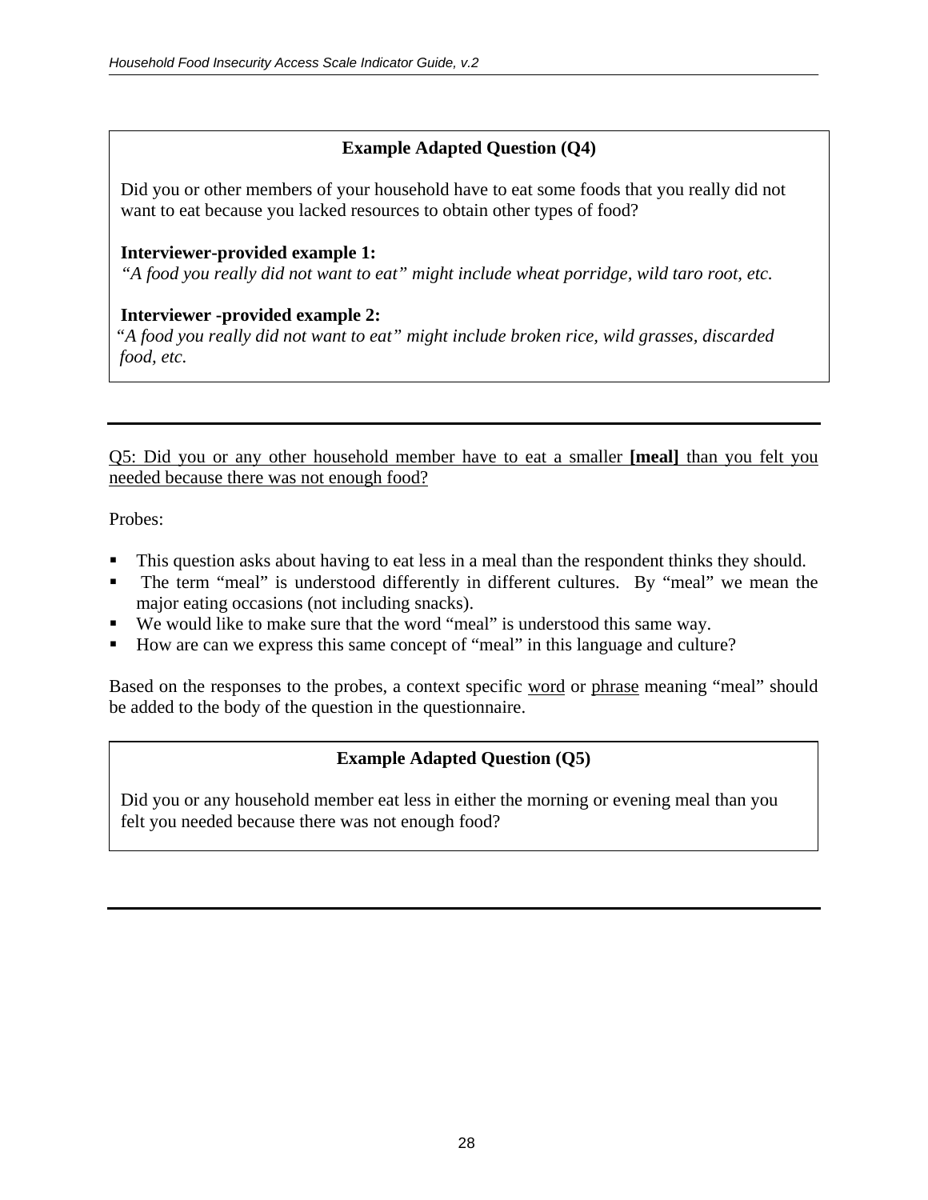**Example Adapted Question (Q4)**

Did you or other members of your household have to eat some foods that you really did not want to eat because you lacked resources to obtain other types of food?

**Interviewer-provided example 1:**
*"A food you really did not want to eat" might include wheat porridge, wild taro root, etc.*

**Interviewer -provided example 2:**
*"A food you really did not want to eat" might include broken rice, wild grasses, discarded food, etc.*

---

Q5: Did you or any other household member have to eat a smaller **[meal]** than you felt you needed because there was not enough food?

Probes:

- This question asks about having to eat less in a meal than the respondent thinks they should.
- The term "meal" is understood differently in different cultures. By "meal" we mean the major eating occasions (not including snacks).
- We would like to make sure that the word "meal" is understood this same way.
- How are can we express this same concept of "meal" in this language and culture?

Based on the responses to the probes, a context specific word or phrase meaning "meal" should be added to the body of the question in the questionnaire.

**Example Adapted Question (Q5)**

Did you or any household member eat less in either the morning or evening meal than you felt you needed because there was not enough food?

---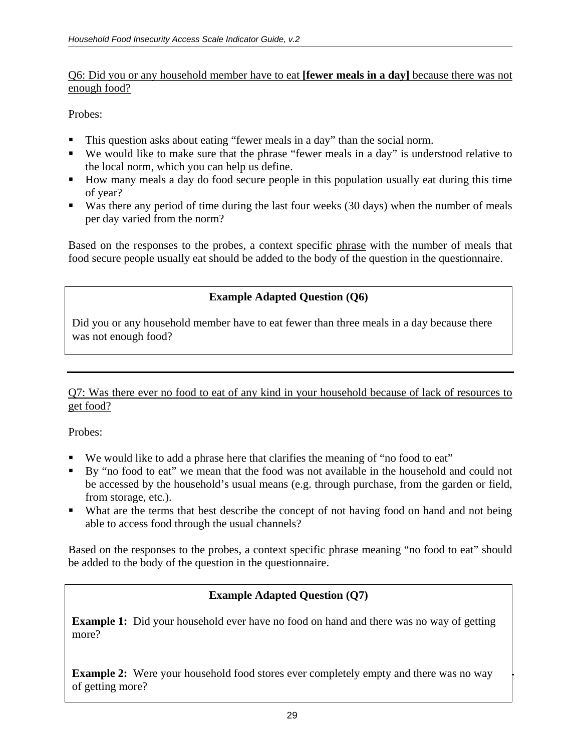<u>Q6: Did you or any household member have to eat **[fewer meals in a day]** because there was not enough food?</u>

Probes:

- This question asks about eating "fewer meals in a day" than the social norm.
- We would like to make sure that the phrase "fewer meals in a day" is understood relative to the local norm, which you can help us define.
- How many meals a day do food secure people in this population usually eat during this time of year?
- Was there any period of time during the last four weeks (30 days) when the number of meals per day varied from the norm?

Based on the responses to the probes, a context specific <u>phrase</u> with the number of meals that food secure people usually eat should be added to the body of the question in the questionnaire.

> **Example Adapted Question (Q6)**
>
> Did you or any household member have to eat fewer than three meals in a day because there was not enough food?

---

<u>Q7: Was there ever no food to eat of any kind in your household because of lack of resources to get food?</u>

Probes:

- We would like to add a phrase here that clarifies the meaning of "no food to eat"
- By "no food to eat" we mean that the food was not available in the household and could not be accessed by the household's usual means (e.g. through purchase, from the garden or field, from storage, etc.).
- What are the terms that best describe the concept of not having food on hand and not being able to access food through the usual channels?

Based on the responses to the probes, a context specific <u>phrase</u> meaning "no food to eat" should be added to the body of the question in the questionnaire.

> **Example Adapted Question (Q7)**
>
> **Example 1:** Did your household ever have no food on hand and there was no way of getting more?
>
> **Example 2:** Were your household food stores ever completely empty and there was no way of getting more?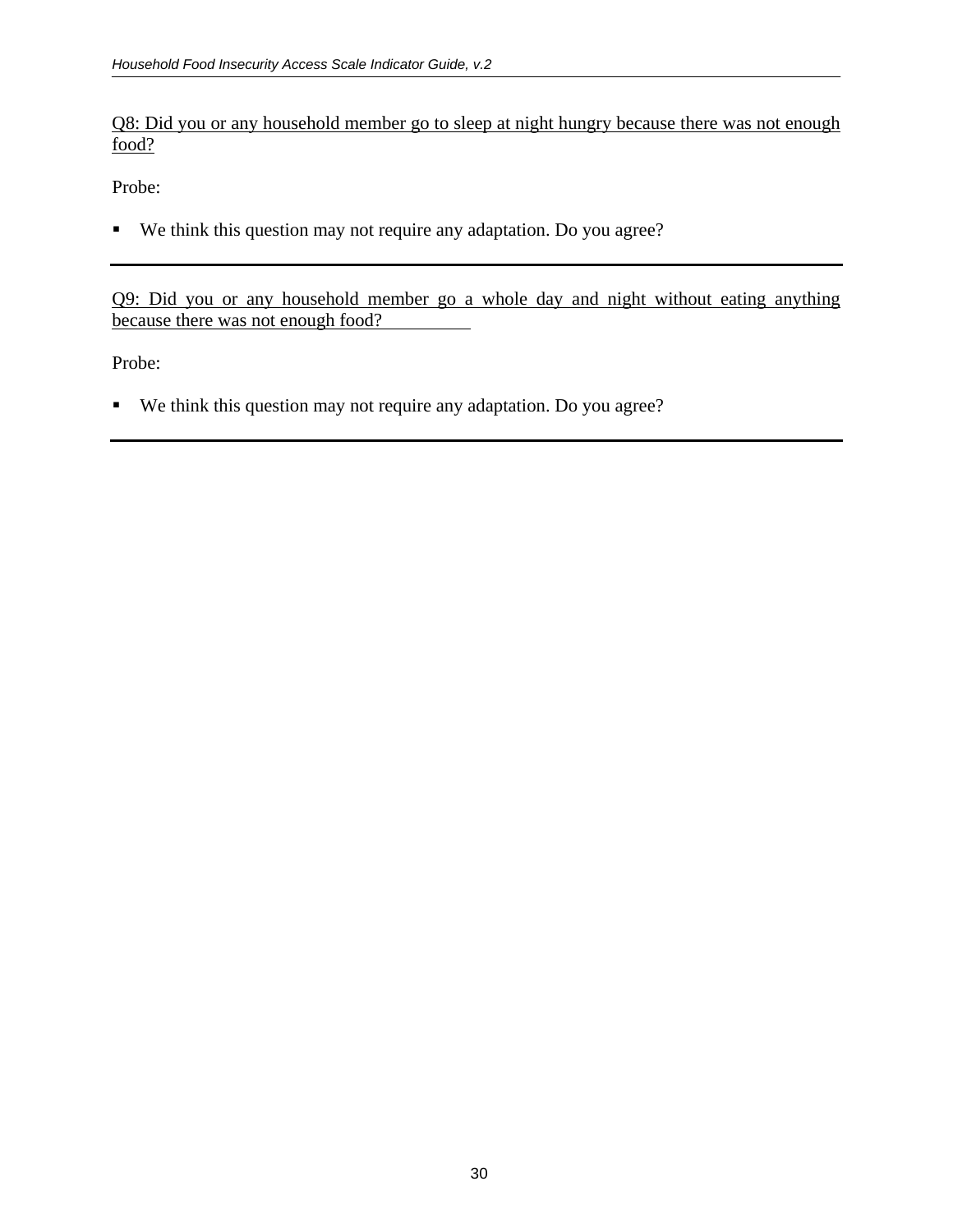Q8: Did you or any household member go to sleep at night hungry because there was not enough food?

Probe:

- We think this question may not require any adaptation. Do you agree?

---

Q9: Did you or any household member go a whole day and night without eating anything because there was not enough food?

Probe:

- We think this question may not require any adaptation. Do you agree?

---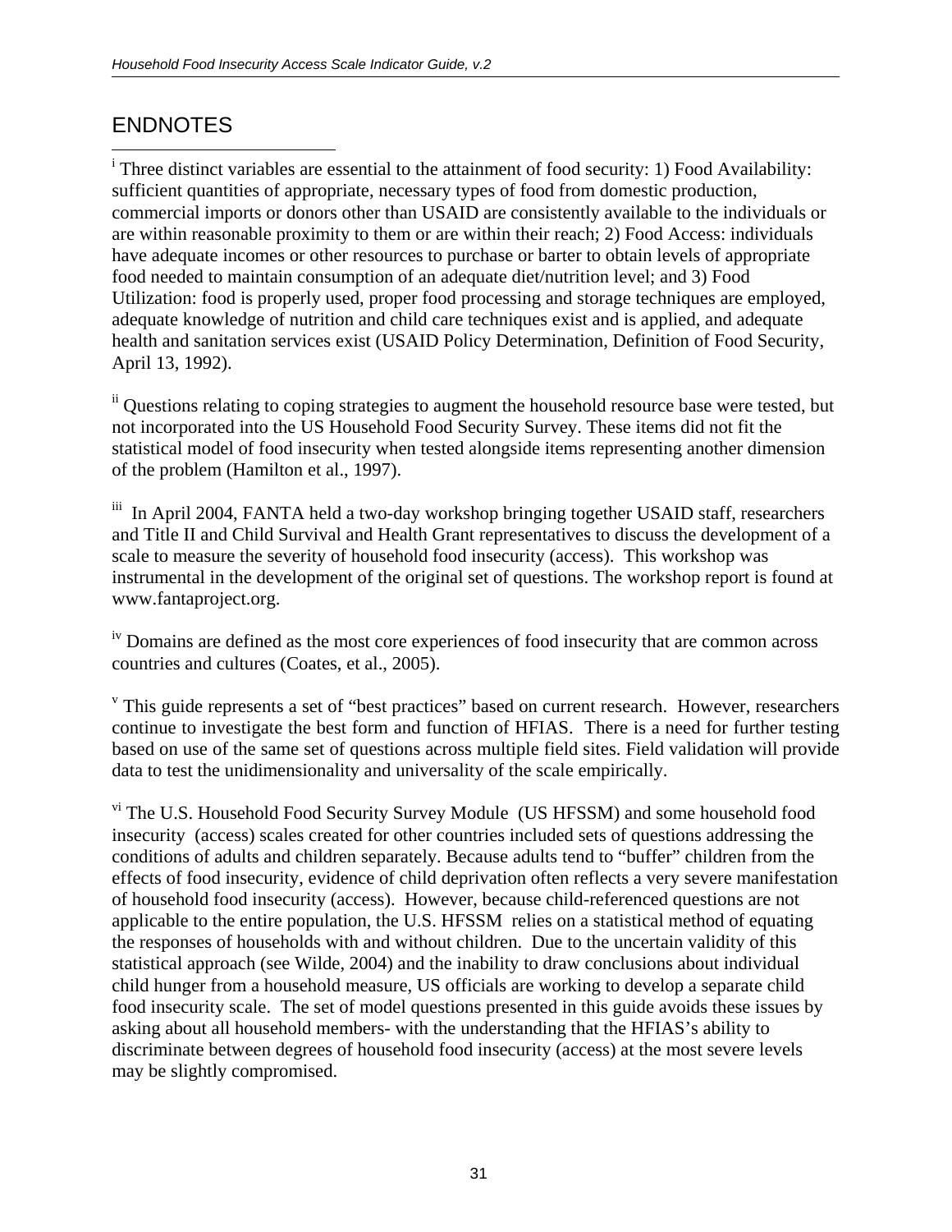# ENDNOTES

[i] Three distinct variables are essential to the attainment of food security: 1) Food Availability: sufficient quantities of appropriate, necessary types of food from domestic production, commercial imports or donors other than USAID are consistently available to the individuals or are within reasonable proximity to them or are within their reach; 2) Food Access: individuals have adequate incomes or other resources to purchase or barter to obtain levels of appropriate food needed to maintain consumption of an adequate diet/nutrition level; and 3) Food Utilization: food is properly used, proper food processing and storage techniques are employed, adequate knowledge of nutrition and child care techniques exist and is applied, and adequate health and sanitation services exist (USAID Policy Determination, Definition of Food Security, April 13, 1992).

[ii] Questions relating to coping strategies to augment the household resource base were tested, but not incorporated into the US Household Food Security Survey. These items did not fit the statistical model of food insecurity when tested alongside items representing another dimension of the problem (Hamilton et al., 1997).

[iii] In April 2004, FANTA held a two-day workshop bringing together USAID staff, researchers and Title II and Child Survival and Health Grant representatives to discuss the development of a scale to measure the severity of household food insecurity (access). This workshop was instrumental in the development of the original set of questions. The workshop report is found at www.fantaproject.org.

[iv] Domains are defined as the most core experiences of food insecurity that are common across countries and cultures (Coates, et al., 2005).

[v] This guide represents a set of "best practices" based on current research. However, researchers continue to investigate the best form and function of HFIAS. There is a need for further testing based on use of the same set of questions across multiple field sites. Field validation will provide data to test the unidimensionality and universality of the scale empirically.

[vi] The U.S. Household Food Security Survey Module (US HFSSM) and some household food insecurity (access) scales created for other countries included sets of questions addressing the conditions of adults and children separately. Because adults tend to "buffer" children from the effects of food insecurity, evidence of child deprivation often reflects a very severe manifestation of household food insecurity (access). However, because child-referenced questions are not applicable to the entire population, the U.S. HFSSM relies on a statistical method of equating the responses of households with and without children. Due to the uncertain validity of this statistical approach (see Wilde, 2004) and the inability to draw conclusions about individual child hunger from a household measure, US officials are working to develop a separate child food insecurity scale. The set of model questions presented in this guide avoids these issues by asking about all household members- with the understanding that the HFIAS's ability to discriminate between degrees of household food insecurity (access) at the most severe levels may be slightly compromised.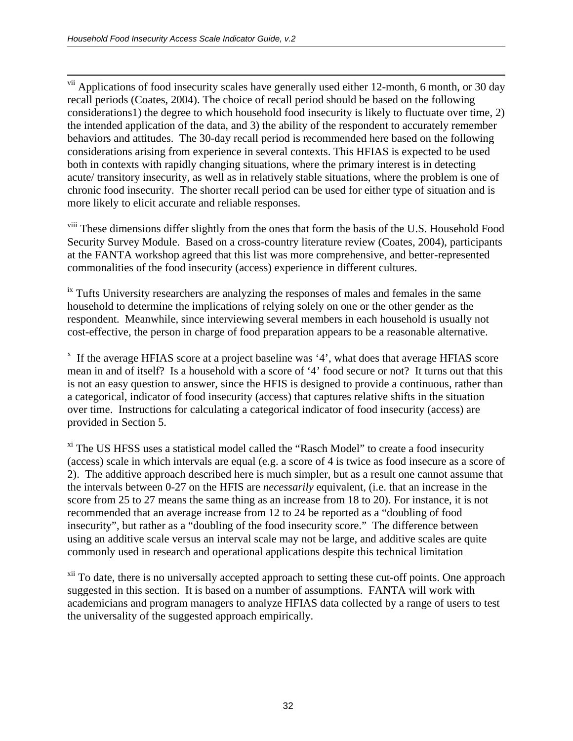[vii] Applications of food insecurity scales have generally used either 12-month, 6 month, or 30 day recall periods (Coates, 2004). The choice of recall period should be based on the following considerations1) the degree to which household food insecurity is likely to fluctuate over time, 2) the intended application of the data, and 3) the ability of the respondent to accurately remember behaviors and attitudes. The 30-day recall period is recommended here based on the following considerations arising from experience in several contexts. This HFIAS is expected to be used both in contexts with rapidly changing situations, where the primary interest is in detecting acute/ transitory insecurity, as well as in relatively stable situations, where the problem is one of chronic food insecurity. The shorter recall period can be used for either type of situation and is more likely to elicit accurate and reliable responses.

[viii] These dimensions differ slightly from the ones that form the basis of the U.S. Household Food Security Survey Module. Based on a cross-country literature review (Coates, 2004), participants at the FANTA workshop agreed that this list was more comprehensive, and better-represented commonalities of the food insecurity (access) experience in different cultures.

[ix] Tufts University researchers are analyzing the responses of males and females in the same household to determine the implications of relying solely on one or the other gender as the respondent. Meanwhile, since interviewing several members in each household is usually not cost-effective, the person in charge of food preparation appears to be a reasonable alternative.

[x] If the average HFIAS score at a project baseline was '4', what does that average HFIAS score mean in and of itself? Is a household with a score of '4' food secure or not? It turns out that this is not an easy question to answer, since the HFIS is designed to provide a continuous, rather than a categorical, indicator of food insecurity (access) that captures relative shifts in the situation over time. Instructions for calculating a categorical indicator of food insecurity (access) are provided in Section 5.

[xi] The US HFSS uses a statistical model called the "Rasch Model" to create a food insecurity (access) scale in which intervals are equal (e.g. a score of 4 is twice as food insecure as a score of 2). The additive approach described here is much simpler, but as a result one cannot assume that the intervals between 0-27 on the HFIS are *necessarily* equivalent, (i.e. that an increase in the score from 25 to 27 means the same thing as an increase from 18 to 20). For instance, it is not recommended that an average increase from 12 to 24 be reported as a "doubling of food insecurity", but rather as a "doubling of the food insecurity score." The difference between using an additive scale versus an interval scale may not be large, and additive scales are quite commonly used in research and operational applications despite this technical limitation

[xii] To date, there is no universally accepted approach to setting these cut-off points. One approach suggested in this section. It is based on a number of assumptions. FANTA will work with academicians and program managers to analyze HFIAS data collected by a range of users to test the universality of the suggested approach empirically.